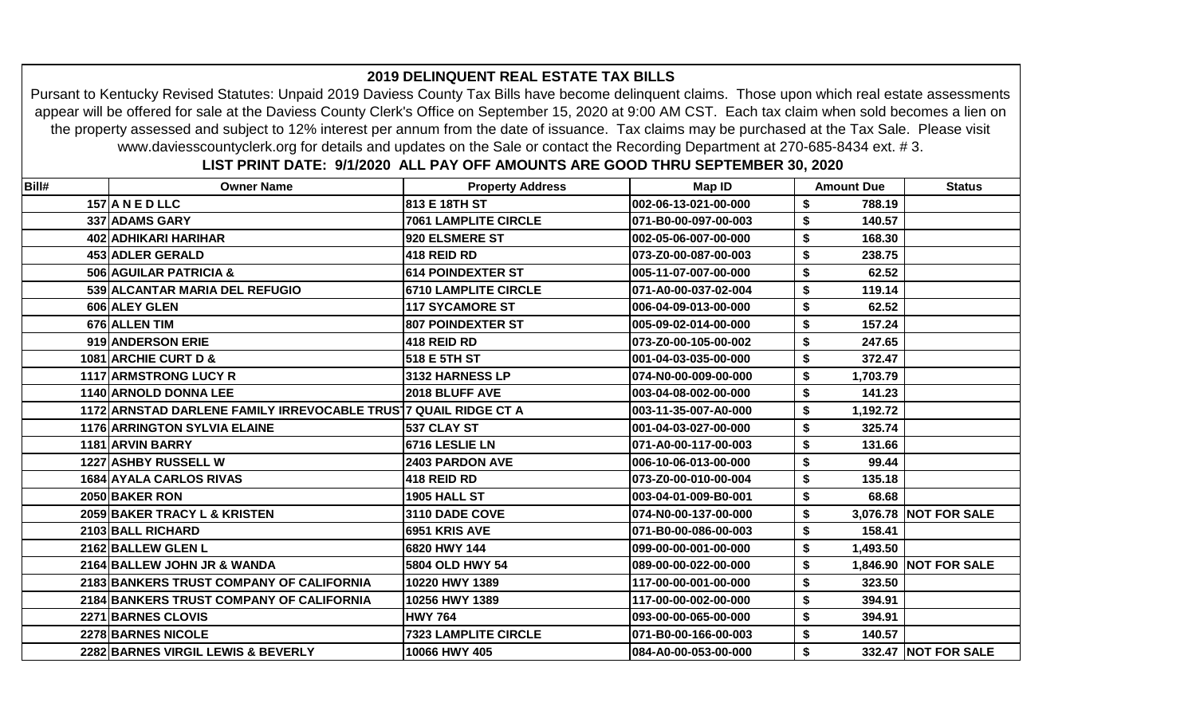# 2019 DELINQUENT REAL ESTATE TAX BILLS

Pursuant to Kentucky Revised Statutes: Unpaid 2019 Daviess County Tax Bills have become delinquent claims. Those upon which real estate assessments appear will be offered for sale at the Daviess County Clerk's Office on September 15, 2020 at 9:00 AM CST. Each tax claim when sold becomes a lien on the property assessed and subject to 12% interest per annum from the date of issuance. Tax claims may be purchased at the Tax Sale. Please visit www.daviesscountyclerk.org for details and updates on the Sale or contact the Recording Department at 270-685-8434 ext. # 3.

**LIST PRINT DATE: 9/1/2020 ALL PAY OFF AMOUNTS ARE GOOD THRU SEPTEMBER 30, 2020**

| Bill# | Owner Name | Property Address | Map ID | Amount Due | Status |
|---|---|---|---|---|---|
| 157 | A N E D LLC | 813 E 18TH ST | 002-06-13-021-00-000 | $ 788.19 | |
| 337 | ADAMS GARY | 7061 LAMPLITE CIRCLE | 071-B0-00-097-00-003 | $ 140.57 | |
| 402 | ADHIKARI HARIHAR | 920 ELSMERE ST | 002-05-06-007-00-000 | $ 168.30 | |
| 453 | ADLER GERALD | 418 REID RD | 073-Z0-00-087-00-003 | $ 238.75 | |
| 506 | AGUILAR PATRICIA & | 614 POINDEXTER ST | 005-11-07-007-00-000 | $ 62.52 | |
| 539 | ALCANTAR MARIA DEL REFUGIO | 6710 LAMPLITE CIRCLE | 071-A0-00-037-02-004 | $ 119.14 | |
| 606 | ALEY GLEN | 117 SYCAMORE ST | 006-04-09-013-00-000 | $ 62.52 | |
| 676 | ALLEN TIM | 807 POINDEXTER ST | 005-09-02-014-00-000 | $ 157.24 | |
| 919 | ANDERSON ERIE | 418 REID RD | 073-Z0-00-105-00-002 | $ 247.65 | |
| 1081 | ARCHIE CURT D & | 518 E 5TH ST | 001-04-03-035-00-000 | $ 372.47 | |
| 1117 | ARMSTRONG LUCY R | 3132 HARNESS LP | 074-N0-00-009-00-000 | $ 1,703.79 | |
| 1140 | ARNOLD DONNA LEE | 2018 BLUFF AVE | 003-04-08-002-00-000 | $ 141.23 | |
| 1172 | ARNSTAD DARLENE FAMILY IRREVOCABLE TRUST | 7 QUAIL RIDGE CT A | 003-11-35-007-A0-000 | $ 1,192.72 | |
| 1176 | ARRINGTON SYLVIA ELAINE | 537 CLAY ST | 001-04-03-027-00-000 | $ 325.74 | |
| 1181 | ARVIN BARRY | 6716 LESLIE LN | 071-A0-00-117-00-003 | $ 131.66 | |
| 1227 | ASHBY RUSSELL W | 2403 PARDON AVE | 006-10-06-013-00-000 | $ 99.44 | |
| 1684 | AYALA CARLOS RIVAS | 418 REID RD | 073-Z0-00-010-00-004 | $ 135.18 | |
| 2050 | BAKER RON | 1905 HALL ST | 003-04-01-009-B0-001 | $ 68.68 | |
| 2059 | BAKER TRACY L & KRISTEN | 3110 DADE COVE | 074-N0-00-137-00-000 | $ 3,076.78 | NOT FOR SALE |
| 2103 | BALL RICHARD | 6951 KRIS AVE | 071-B0-00-086-00-003 | $ 158.41 | |
| 2162 | BALLEW GLEN L | 6820 HWY 144 | 099-00-00-001-00-000 | $ 1,493.50 | |
| 2164 | BALLEW JOHN JR & WANDA | 5804 OLD HWY 54 | 089-00-00-022-00-000 | $ 1,846.90 | NOT FOR SALE |
| 2183 | BANKERS TRUST COMPANY OF CALIFORNIA | 10220 HWY 1389 | 117-00-00-001-00-000 | $ 323.50 | |
| 2184 | BANKERS TRUST COMPANY OF CALIFORNIA | 10256 HWY 1389 | 117-00-00-002-00-000 | $ 394.91 | |
| 2271 | BARNES CLOVIS | HWY 764 | 093-00-00-065-00-000 | $ 394.91 | |
| 2278 | BARNES NICOLE | 7323 LAMPLITE CIRCLE | 071-B0-00-166-00-003 | $ 140.57 | |
| 2282 | BARNES VIRGIL LEWIS & BEVERLY | 10066 HWY 405 | 084-A0-00-053-00-000 | $ 332.47 | NOT FOR SALE |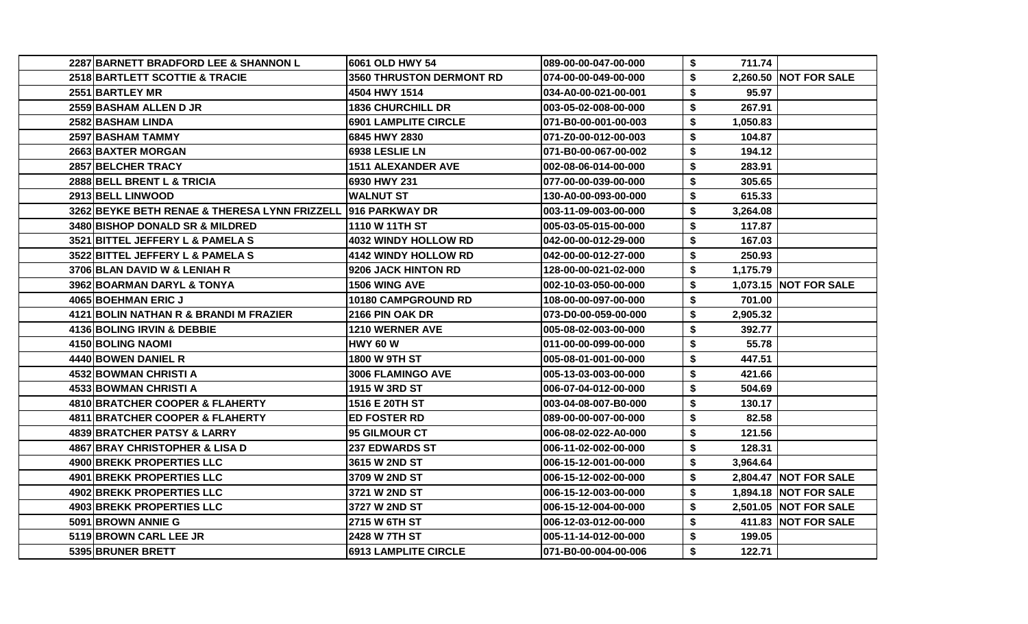| | | | | | |
|---|---|---|---|---|---|
| 2287 | BARNETT BRADFORD LEE & SHANNON L | 6061 OLD HWY 54 | 089-00-00-047-00-000 | $ 711.74 | |
| 2518 | BARTLETT SCOTTIE & TRACIE | 3560 THRUSTON DERMONT RD | 074-00-00-049-00-000 | $ 2,260.50 | NOT FOR SALE |
| 2551 | BARTLEY MR | 4504 HWY 1514 | 034-A0-00-021-00-001 | $ 95.97 | |
| 2559 | BASHAM ALLEN D JR | 1836 CHURCHILL DR | 003-05-02-008-00-000 | $ 267.91 | |
| 2582 | BASHAM LINDA | 6901 LAMPLITE CIRCLE | 071-B0-00-001-00-003 | $ 1,050.83 | |
| 2597 | BASHAM TAMMY | 6845 HWY 2830 | 071-Z0-00-012-00-003 | $ 104.87 | |
| 2663 | BAXTER MORGAN | 6938 LESLIE LN | 071-B0-00-067-00-002 | $ 194.12 | |
| 2857 | BELCHER TRACY | 1511 ALEXANDER AVE | 002-08-06-014-00-000 | $ 283.91 | |
| 2888 | BELL BRENT L & TRICIA | 6930 HWY 231 | 077-00-00-039-00-000 | $ 305.65 | |
| 2913 | BELL LINWOOD | WALNUT ST | 130-A0-00-093-00-000 | $ 615.33 | |
| 3262 | BEYKE BETH RENAE & THERESA LYNN FRIZZELL | 916 PARKWAY DR | 003-11-09-003-00-000 | $ 3,264.08 | |
| 3480 | BISHOP DONALD SR & MILDRED | 1110 W 11TH ST | 005-03-05-015-00-000 | $ 117.87 | |
| 3521 | BITTEL JEFFERY L & PAMELA S | 4032 WINDY HOLLOW RD | 042-00-00-012-29-000 | $ 167.03 | |
| 3522 | BITTEL JEFFERY L & PAMELA S | 4142 WINDY HOLLOW RD | 042-00-00-012-27-000 | $ 250.93 | |
| 3706 | BLAN DAVID W & LENIAH R | 9206 JACK HINTON RD | 128-00-00-021-02-000 | $ 1,175.79 | |
| 3962 | BOARMAN DARYL & TONYA | 1506 WING AVE | 002-10-03-050-00-000 | $ 1,073.15 | NOT FOR SALE |
| 4065 | BOEHMAN ERIC J | 10180 CAMPGROUND RD | 108-00-00-097-00-000 | $ 701.00 | |
| 4121 | BOLIN NATHAN R & BRANDI M FRAZIER | 2166 PIN OAK DR | 073-D0-00-059-00-000 | $ 2,905.32 | |
| 4136 | BOLING IRVIN & DEBBIE | 1210 WERNER AVE | 005-08-02-003-00-000 | $ 392.77 | |
| 4150 | BOLING NAOMI | HWY 60 W | 011-00-00-099-00-000 | $ 55.78 | |
| 4440 | BOWEN DANIEL R | 1800 W 9TH ST | 005-08-01-001-00-000 | $ 447.51 | |
| 4532 | BOWMAN CHRISTI A | 3006 FLAMINGO AVE | 005-13-03-003-00-000 | $ 421.66 | |
| 4533 | BOWMAN CHRISTI A | 1915 W 3RD ST | 006-07-04-012-00-000 | $ 504.69 | |
| 4810 | BRATCHER COOPER & FLAHERTY | 1516 E 20TH ST | 003-04-08-007-B0-000 | $ 130.17 | |
| 4811 | BRATCHER COOPER & FLAHERTY | ED FOSTER RD | 089-00-00-007-00-000 | $ 82.58 | |
| 4839 | BRATCHER PATSY & LARRY | 95 GILMOUR CT | 006-08-02-022-A0-000 | $ 121.56 | |
| 4867 | BRAY CHRISTOPHER & LISA D | 237 EDWARDS ST | 006-11-02-002-00-000 | $ 128.31 | |
| 4900 | BREKK PROPERTIES LLC | 3615 W 2ND ST | 006-15-12-001-00-000 | $ 3,964.64 | |
| 4901 | BREKK PROPERTIES LLC | 3709 W 2ND ST | 006-15-12-002-00-000 | $ 2,804.47 | NOT FOR SALE |
| 4902 | BREKK PROPERTIES LLC | 3721 W 2ND ST | 006-15-12-003-00-000 | $ 1,894.18 | NOT FOR SALE |
| 4903 | BREKK PROPERTIES LLC | 3727 W 2ND ST | 006-15-12-004-00-000 | $ 2,501.05 | NOT FOR SALE |
| 5091 | BROWN ANNIE G | 2715 W 6TH ST | 006-12-03-012-00-000 | $ 411.83 | NOT FOR SALE |
| 5119 | BROWN CARL LEE JR | 2428 W 7TH ST | 005-11-14-012-00-000 | $ 199.05 | |
| 5395 | BRUNER BRETT | 6913 LAMPLITE CIRCLE | 071-B0-00-004-00-006 | $ 122.71 | |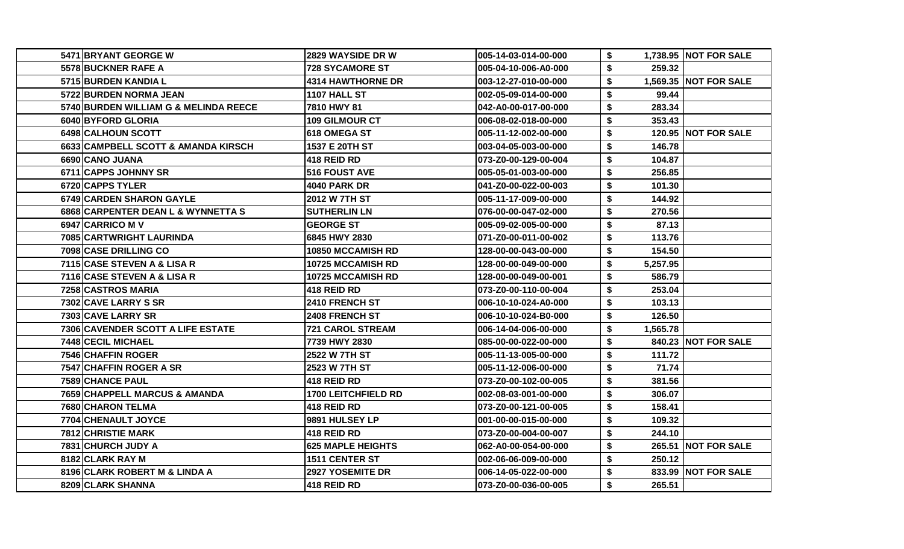| | | | | | |
|---|---|---|---|---|---|
| 5471 | BRYANT GEORGE W | 2829 WAYSIDE DR W | 005-14-03-014-00-000 | $ 1,738.95 | NOT FOR SALE |
| 5578 | BUCKNER RAFE A | 728 SYCAMORE ST | 005-04-10-006-A0-000 | $ 259.32 | |
| 5715 | BURDEN KANDIA L | 4314 HAWTHORNE DR | 003-12-27-010-00-000 | $ 1,569.35 | NOT FOR SALE |
| 5722 | BURDEN NORMA JEAN | 1107 HALL ST | 002-05-09-014-00-000 | $ 99.44 | |
| 5740 | BURDEN WILLIAM G & MELINDA REECE | 7810 HWY 81 | 042-A0-00-017-00-000 | $ 283.34 | |
| 6040 | BYFORD GLORIA | 109 GILMOUR CT | 006-08-02-018-00-000 | $ 353.43 | |
| 6498 | CALHOUN SCOTT | 618 OMEGA ST | 005-11-12-002-00-000 | $ 120.95 | NOT FOR SALE |
| 6633 | CAMPBELL SCOTT & AMANDA KIRSCH | 1537 E 20TH ST | 003-04-05-003-00-000 | $ 146.78 | |
| 6690 | CANO JUANA | 418 REID RD | 073-Z0-00-129-00-004 | $ 104.87 | |
| 6711 | CAPPS JOHNNY SR | 516 FOUST AVE | 005-05-01-003-00-000 | $ 256.85 | |
| 6720 | CAPPS TYLER | 4040 PARK DR | 041-Z0-00-022-00-003 | $ 101.30 | |
| 6749 | CARDEN SHARON GAYLE | 2012 W 7TH ST | 005-11-17-009-00-000 | $ 144.92 | |
| 6868 | CARPENTER DEAN L & WYNNETTA S | SUTHERLIN LN | 076-00-00-047-02-000 | $ 270.56 | |
| 6947 | CARRICO M V | GEORGE ST | 005-09-02-005-00-000 | $ 87.13 | |
| 7085 | CARTWRIGHT LAURINDA | 6845 HWY 2830 | 071-Z0-00-011-00-002 | $ 113.76 | |
| 7098 | CASE DRILLING CO | 10850 MCCAMISH RD | 128-00-00-043-00-000 | $ 154.50 | |
| 7115 | CASE STEVEN A & LISA R | 10725 MCCAMISH RD | 128-00-00-049-00-000 | $ 5,257.95 | |
| 7116 | CASE STEVEN A & LISA R | 10725 MCCAMISH RD | 128-00-00-049-00-001 | $ 586.79 | |
| 7258 | CASTROS MARIA | 418 REID RD | 073-Z0-00-110-00-004 | $ 253.04 | |
| 7302 | CAVE LARRY S SR | 2410 FRENCH ST | 006-10-10-024-A0-000 | $ 103.13 | |
| 7303 | CAVE LARRY SR | 2408 FRENCH ST | 006-10-10-024-B0-000 | $ 126.50 | |
| 7306 | CAVENDER SCOTT A LIFE ESTATE | 721 CAROL STREAM | 006-14-04-006-00-000 | $ 1,565.78 | |
| 7448 | CECIL MICHAEL | 7739 HWY 2830 | 085-00-00-022-00-000 | $ 840.23 | NOT FOR SALE |
| 7546 | CHAFFIN ROGER | 2522 W 7TH ST | 005-11-13-005-00-000 | $ 111.72 | |
| 7547 | CHAFFIN ROGER A SR | 2523 W 7TH ST | 005-11-12-006-00-000 | $ 71.74 | |
| 7589 | CHANCE PAUL | 418 REID RD | 073-Z0-00-102-00-005 | $ 381.56 | |
| 7659 | CHAPPELL MARCUS & AMANDA | 1700 LEITCHFIELD RD | 002-08-03-001-00-000 | $ 306.07 | |
| 7680 | CHARON TELMA | 418 REID RD | 073-Z0-00-121-00-005 | $ 158.41 | |
| 7704 | CHENAULT JOYCE | 9891 HULSEY LP | 001-00-00-015-00-000 | $ 109.32 | |
| 7812 | CHRISTIE MARK | 418 REID RD | 073-Z0-00-004-00-007 | $ 244.10 | |
| 7831 | CHURCH JUDY A | 625 MAPLE HEIGHTS | 062-A0-00-054-00-000 | $ 265.51 | NOT FOR SALE |
| 8182 | CLARK RAY M | 1511 CENTER ST | 002-06-06-009-00-000 | $ 250.12 | |
| 8196 | CLARK ROBERT M & LINDA A | 2927 YOSEMITE DR | 006-14-05-022-00-000 | $ 833.99 | NOT FOR SALE |
| 8209 | CLARK SHANNA | 418 REID RD | 073-Z0-00-036-00-005 | $ 265.51 | |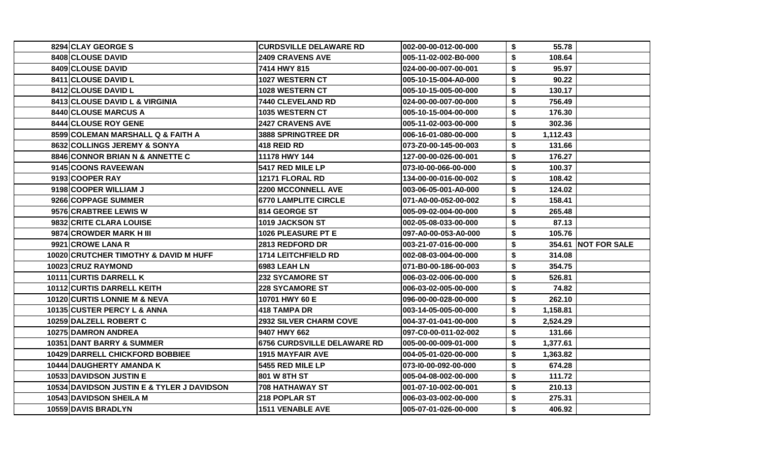| | | | | | |
|---|---|---|---|---|---|
| 8294 | CLAY GEORGE S | CURDSVILLE DELAWARE RD | 002-00-00-012-00-000 | $ 55.78 | |
| 8408 | CLOUSE DAVID | 2409 CRAVENS AVE | 005-11-02-002-B0-000 | $ 108.64 | |
| 8409 | CLOUSE DAVID | 7414 HWY 815 | 024-00-00-007-00-001 | $ 95.97 | |
| 8411 | CLOUSE DAVID L | 1027 WESTERN CT | 005-10-15-004-A0-000 | $ 90.22 | |
| 8412 | CLOUSE DAVID L | 1028 WESTERN CT | 005-10-15-005-00-000 | $ 130.17 | |
| 8413 | CLOUSE DAVID L & VIRGINIA | 7440 CLEVELAND RD | 024-00-00-007-00-000 | $ 756.49 | |
| 8440 | CLOUSE MARCUS A | 1035 WESTERN CT | 005-10-15-004-00-000 | $ 176.30 | |
| 8444 | CLOUSE ROY GENE | 2427 CRAVENS AVE | 005-11-02-003-00-000 | $ 302.36 | |
| 8599 | COLEMAN MARSHALL Q & FAITH A | 3888 SPRINGTREE DR | 006-16-01-080-00-000 | $ 1,112.43 | |
| 8632 | COLLINGS JEREMY & SONYA | 418 REID RD | 073-Z0-00-145-00-003 | $ 131.66 | |
| 8846 | CONNOR BRIAN N & ANNETTE C | 11178 HWY 144 | 127-00-00-026-00-001 | $ 176.27 | |
| 9145 | COONS RAVEEWAN | 5417 RED MILE LP | 073-I0-00-066-00-000 | $ 100.37 | |
| 9193 | COOPER RAY | 12171 FLORAL RD | 134-00-00-016-00-002 | $ 108.42 | |
| 9198 | COOPER WILLIAM J | 2200 MCCONNELL AVE | 003-06-05-001-A0-000 | $ 124.02 | |
| 9266 | COPPAGE SUMMER | 6770 LAMPLITE CIRCLE | 071-A0-00-052-00-002 | $ 158.41 | |
| 9576 | CRABTREE LEWIS W | 814 GEORGE ST | 005-09-02-004-00-000 | $ 265.48 | |
| 9832 | CRITE CLARA LOUISE | 1019 JACKSON ST | 002-05-08-033-00-000 | $ 87.13 | |
| 9874 | CROWDER MARK H III | 1026 PLEASURE PT E | 097-A0-00-053-A0-000 | $ 105.76 | |
| 9921 | CROWE LANA R | 2813 REDFORD DR | 003-21-07-016-00-000 | $ 354.61 | NOT FOR SALE |
| 10020 | CRUTCHER TIMOTHY & DAVID M HUFF | 1714 LEITCHFIELD RD | 002-08-03-004-00-000 | $ 314.08 | |
| 10023 | CRUZ RAYMOND | 6983 LEAH LN | 071-B0-00-186-00-003 | $ 354.75 | |
| 10111 | CURTIS DARRELL K | 232 SYCAMORE ST | 006-03-02-006-00-000 | $ 526.81 | |
| 10112 | CURTIS DARRELL KEITH | 228 SYCAMORE ST | 006-03-02-005-00-000 | $ 74.82 | |
| 10120 | CURTIS LONNIE M & NEVA | 10701 HWY 60 E | 096-00-00-028-00-000 | $ 262.10 | |
| 10135 | CUSTER PERCY L & ANNA | 418 TAMPA DR | 003-14-05-005-00-000 | $ 1,158.81 | |
| 10259 | DALZELL ROBERT C | 2932 SILVER CHARM COVE | 004-37-01-041-00-000 | $ 2,524.29 | |
| 10275 | DAMRON ANDREA | 9407 HWY 662 | 097-C0-00-011-02-002 | $ 131.66 | |
| 10351 | DANT BARRY & SUMMER | 6756 CURDSVILLE DELAWARE RD | 005-00-00-009-01-000 | $ 1,377.61 | |
| 10429 | DARRELL CHICKFORD BOBBIEE | 1915 MAYFAIR AVE | 004-05-01-020-00-000 | $ 1,363.82 | |
| 10444 | DAUGHERTY AMANDA K | 5455 RED MILE LP | 073-I0-00-092-00-000 | $ 674.28 | |
| 10533 | DAVIDSON JUSTIN E | 801 W 8TH ST | 005-04-08-002-00-000 | $ 111.72 | |
| 10534 | DAVIDSON JUSTIN E & TYLER J DAVIDSON | 708 HATHAWAY ST | 001-07-10-002-00-001 | $ 210.13 | |
| 10543 | DAVIDSON SHEILA M | 218 POPLAR ST | 006-03-03-002-00-000 | $ 275.31 | |
| 10559 | DAVIS BRADLYN | 1511 VENABLE AVE | 005-07-01-026-00-000 | $ 406.92 | |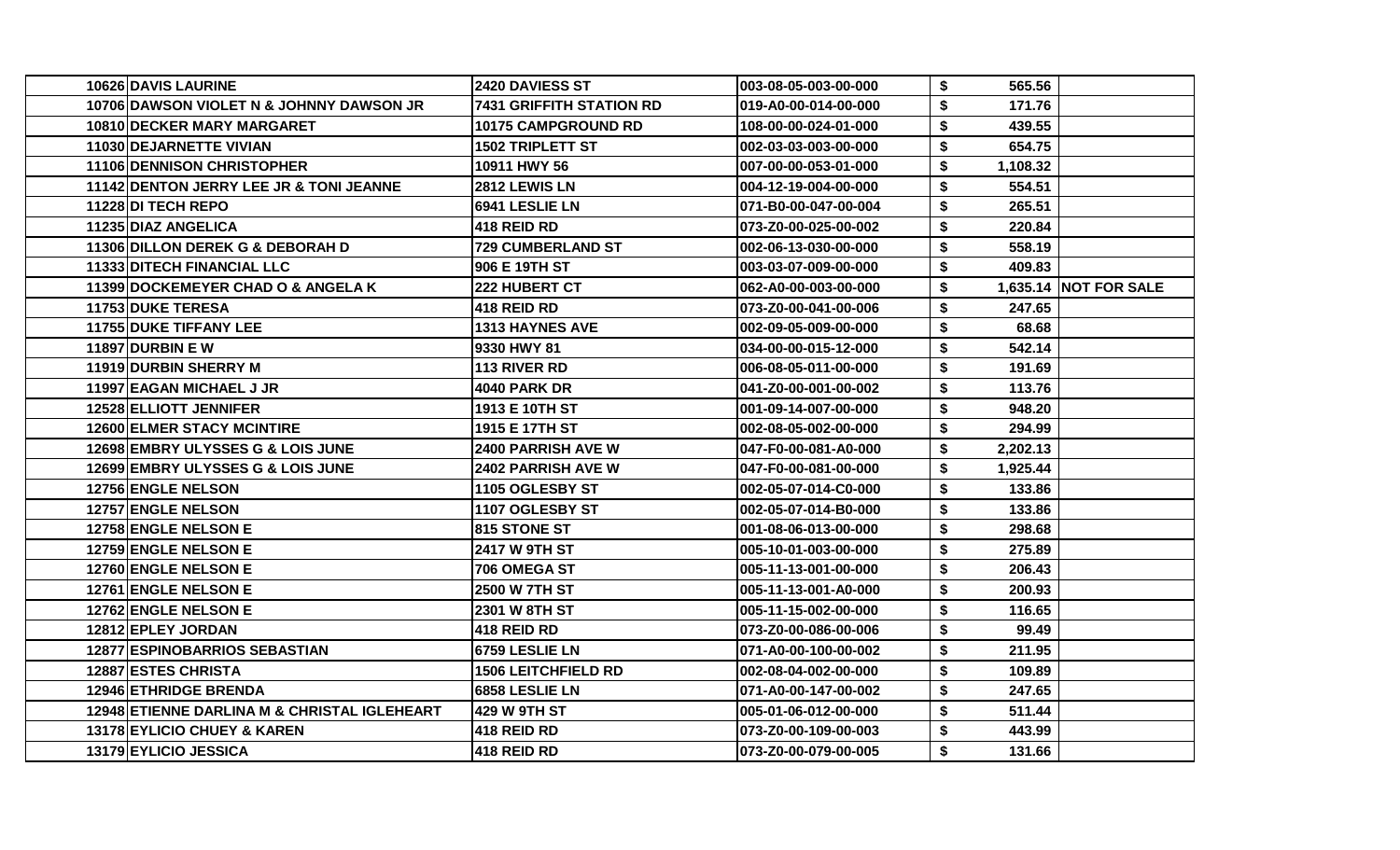| | | | | | |
|---|---|---|---|---|---|
| 10626 | DAVIS LAURINE | 2420 DAVIESS ST | 003-08-05-003-00-000 | $ 565.56 | |
| 10706 | DAWSON VIOLET N & JOHNNY DAWSON JR | 7431 GRIFFITH STATION RD | 019-A0-00-014-00-000 | $ 171.76 | |
| 10810 | DECKER MARY MARGARET | 10175 CAMPGROUND RD | 108-00-00-024-01-000 | $ 439.55 | |
| 11030 | DEJARNETTE VIVIAN | 1502 TRIPLETT ST | 002-03-03-003-00-000 | $ 654.75 | |
| 11106 | DENNISON CHRISTOPHER | 10911 HWY 56 | 007-00-00-053-01-000 | $ 1,108.32 | |
| 11142 | DENTON JERRY LEE JR & TONI JEANNE | 2812 LEWIS LN | 004-12-19-004-00-000 | $ 554.51 | |
| 11228 | DI TECH REPO | 6941 LESLIE LN | 071-B0-00-047-00-004 | $ 265.51 | |
| 11235 | DIAZ ANGELICA | 418 REID RD | 073-Z0-00-025-00-002 | $ 220.84 | |
| 11306 | DILLON DEREK G & DEBORAH D | 729 CUMBERLAND ST | 002-06-13-030-00-000 | $ 558.19 | |
| 11333 | DITECH FINANCIAL LLC | 906 E 19TH ST | 003-03-07-009-00-000 | $ 409.83 | |
| 11399 | DOCKEMEYER CHAD O & ANGELA K | 222 HUBERT CT | 062-A0-00-003-00-000 | $ 1,635.14 | NOT FOR SALE |
| 11753 | DUKE TERESA | 418 REID RD | 073-Z0-00-041-00-006 | $ 247.65 | |
| 11755 | DUKE TIFFANY LEE | 1313 HAYNES AVE | 002-09-05-009-00-000 | $ 68.68 | |
| 11897 | DURBIN E W | 9330 HWY 81 | 034-00-00-015-12-000 | $ 542.14 | |
| 11919 | DURBIN SHERRY M | 113 RIVER RD | 006-08-05-011-00-000 | $ 191.69 | |
| 11997 | EAGAN MICHAEL J JR | 4040 PARK DR | 041-Z0-00-001-00-002 | $ 113.76 | |
| 12528 | ELLIOTT JENNIFER | 1913 E 10TH ST | 001-09-14-007-00-000 | $ 948.20 | |
| 12600 | ELMER STACY MCINTIRE | 1915 E 17TH ST | 002-08-05-002-00-000 | $ 294.99 | |
| 12698 | EMBRY ULYSSES G & LOIS JUNE | 2400 PARRISH AVE W | 047-F0-00-081-A0-000 | $ 2,202.13 | |
| 12699 | EMBRY ULYSSES G & LOIS JUNE | 2402 PARRISH AVE W | 047-F0-00-081-00-000 | $ 1,925.44 | |
| 12756 | ENGLE NELSON | 1105 OGLESBY ST | 002-05-07-014-C0-000 | $ 133.86 | |
| 12757 | ENGLE NELSON | 1107 OGLESBY ST | 002-05-07-014-B0-000 | $ 133.86 | |
| 12758 | ENGLE NELSON E | 815 STONE ST | 001-08-06-013-00-000 | $ 298.68 | |
| 12759 | ENGLE NELSON E | 2417 W 9TH ST | 005-10-01-003-00-000 | $ 275.89 | |
| 12760 | ENGLE NELSON E | 706 OMEGA ST | 005-11-13-001-00-000 | $ 206.43 | |
| 12761 | ENGLE NELSON E | 2500 W 7TH ST | 005-11-13-001-A0-000 | $ 200.93 | |
| 12762 | ENGLE NELSON E | 2301 W 8TH ST | 005-11-15-002-00-000 | $ 116.65 | |
| 12812 | EPLEY JORDAN | 418 REID RD | 073-Z0-00-086-00-006 | $ 99.49 | |
| 12877 | ESPINOBARRIOS SEBASTIAN | 6759 LESLIE LN | 071-A0-00-100-00-002 | $ 211.95 | |
| 12887 | ESTES CHRISTA | 1506 LEITCHFIELD RD | 002-08-04-002-00-000 | $ 109.89 | |
| 12946 | ETHRIDGE BRENDA | 6858 LESLIE LN | 071-A0-00-147-00-002 | $ 247.65 | |
| 12948 | ETIENNE DARLINA M & CHRISTAL IGLEHEART | 429 W 9TH ST | 005-01-06-012-00-000 | $ 511.44 | |
| 13178 | EYLICIO CHUEY & KAREN | 418 REID RD | 073-Z0-00-109-00-003 | $ 443.99 | |
| 13179 | EYLICIO JESSICA | 418 REID RD | 073-Z0-00-079-00-005 | $ 131.66 | |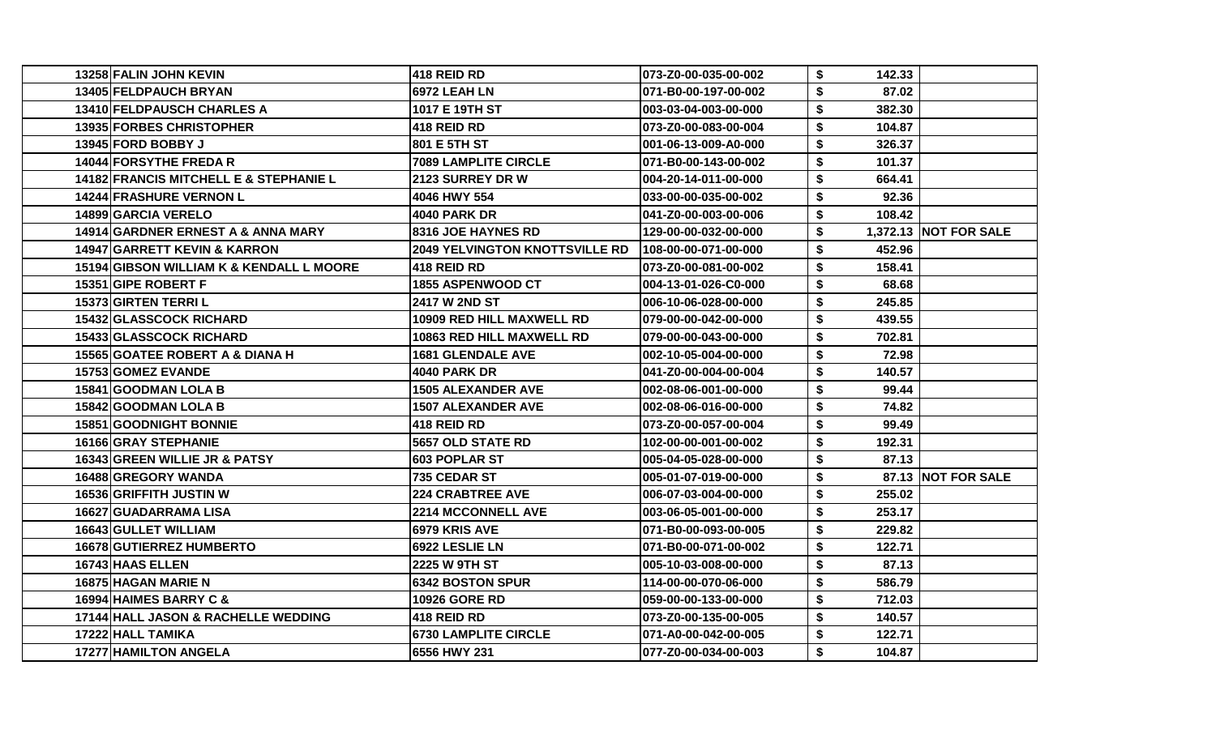| | | | | | |
|---|---|---|---|---|---|
| 13258 | FALIN JOHN KEVIN | 418 REID RD | 073-Z0-00-035-00-002 | $ 142.33 | |
| 13405 | FELDPAUCH BRYAN | 6972 LEAH LN | 071-B0-00-197-00-002 | $ 87.02 | |
| 13410 | FELDPAUSCH CHARLES A | 1017 E 19TH ST | 003-03-04-003-00-000 | $ 382.30 | |
| 13935 | FORBES CHRISTOPHER | 418 REID RD | 073-Z0-00-083-00-004 | $ 104.87 | |
| 13945 | FORD BOBBY J | 801 E 5TH ST | 001-06-13-009-A0-000 | $ 326.37 | |
| 14044 | FORSYTHE FREDA R | 7089 LAMPLITE CIRCLE | 071-B0-00-143-00-002 | $ 101.37 | |
| 14182 | FRANCIS MITCHELL E & STEPHANIE L | 2123 SURREY DR W | 004-20-14-011-00-000 | $ 664.41 | |
| 14244 | FRASHURE VERNON L | 4046 HWY 554 | 033-00-00-035-00-002 | $ 92.36 | |
| 14899 | GARCIA VERELO | 4040 PARK DR | 041-Z0-00-003-00-006 | $ 108.42 | |
| 14914 | GARDNER ERNEST A & ANNA MARY | 8316 JOE HAYNES RD | 129-00-00-032-00-000 | $ 1,372.13 | NOT FOR SALE |
| 14947 | GARRETT KEVIN & KARRON | 2049 YELVINGTON KNOTTSVILLE RD | 108-00-00-071-00-000 | $ 452.96 | |
| 15194 | GIBSON WILLIAM K & KENDALL L MOORE | 418 REID RD | 073-Z0-00-081-00-002 | $ 158.41 | |
| 15351 | GIPE ROBERT F | 1855 ASPENWOOD CT | 004-13-01-026-C0-000 | $ 68.68 | |
| 15373 | GIRTEN TERRI L | 2417 W 2ND ST | 006-10-06-028-00-000 | $ 245.85 | |
| 15432 | GLASSCOCK RICHARD | 10909 RED HILL MAXWELL RD | 079-00-00-042-00-000 | $ 439.55 | |
| 15433 | GLASSCOCK RICHARD | 10863 RED HILL MAXWELL RD | 079-00-00-043-00-000 | $ 702.81 | |
| 15565 | GOATEE ROBERT A & DIANA H | 1681 GLENDALE AVE | 002-10-05-004-00-000 | $ 72.98 | |
| 15753 | GOMEZ EVANDE | 4040 PARK DR | 041-Z0-00-004-00-004 | $ 140.57 | |
| 15841 | GOODMAN LOLA B | 1505 ALEXANDER AVE | 002-08-06-001-00-000 | $ 99.44 | |
| 15842 | GOODMAN LOLA B | 1507 ALEXANDER AVE | 002-08-06-016-00-000 | $ 74.82 | |
| 15851 | GOODNIGHT BONNIE | 418 REID RD | 073-Z0-00-057-00-004 | $ 99.49 | |
| 16166 | GRAY STEPHANIE | 5657 OLD STATE RD | 102-00-00-001-00-002 | $ 192.31 | |
| 16343 | GREEN WILLIE JR & PATSY | 603 POPLAR ST | 005-04-05-028-00-000 | $ 87.13 | |
| 16488 | GREGORY WANDA | 735 CEDAR ST | 005-01-07-019-00-000 | $ 87.13 | NOT FOR SALE |
| 16536 | GRIFFITH JUSTIN W | 224 CRABTREE AVE | 006-07-03-004-00-000 | $ 255.02 | |
| 16627 | GUADARRAMA LISA | 2214 MCCONNELL AVE | 003-06-05-001-00-000 | $ 253.17 | |
| 16643 | GULLET WILLIAM | 6979 KRIS AVE | 071-B0-00-093-00-005 | $ 229.82 | |
| 16678 | GUTIERREZ HUMBERTO | 6922 LESLIE LN | 071-B0-00-071-00-002 | $ 122.71 | |
| 16743 | HAAS ELLEN | 2225 W 9TH ST | 005-10-03-008-00-000 | $ 87.13 | |
| 16875 | HAGAN MARIE N | 6342 BOSTON SPUR | 114-00-00-070-06-000 | $ 586.79 | |
| 16994 | HAIMES BARRY C & | 10926 GORE RD | 059-00-00-133-00-000 | $ 712.03 | |
| 17144 | HALL JASON & RACHELLE WEDDING | 418 REID RD | 073-Z0-00-135-00-005 | $ 140.57 | |
| 17222 | HALL TAMIKA | 6730 LAMPLITE CIRCLE | 071-A0-00-042-00-005 | $ 122.71 | |
| 17277 | HAMILTON ANGELA | 6556 HWY 231 | 077-Z0-00-034-00-003 | $ 104.87 | |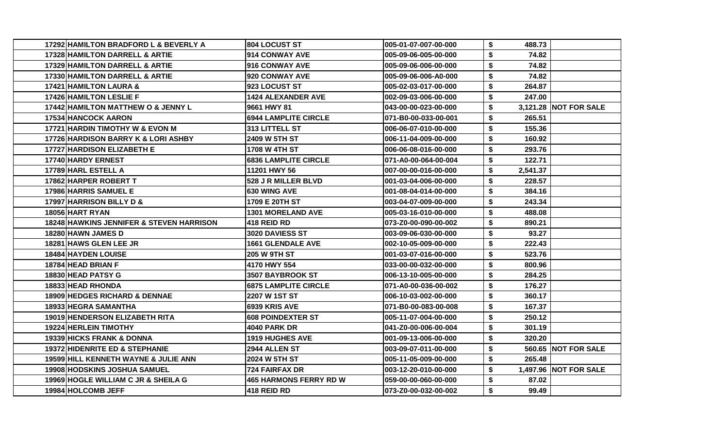| | | | | | |
|---|---|---|---|---|---|
| 17292 | HAMILTON BRADFORD L & BEVERLY A | 804 LOCUST ST | 005-01-07-007-00-000 | $ 488.73 | |
| 17328 | HAMILTON DARRELL & ARTIE | 914 CONWAY AVE | 005-09-06-005-00-000 | $ 74.82 | |
| 17329 | HAMILTON DARRELL & ARTIE | 916 CONWAY AVE | 005-09-06-006-00-000 | $ 74.82 | |
| 17330 | HAMILTON DARRELL & ARTIE | 920 CONWAY AVE | 005-09-06-006-A0-000 | $ 74.82 | |
| 17421 | HAMILTON LAURA & | 923 LOCUST ST | 005-02-03-017-00-000 | $ 264.87 | |
| 17426 | HAMILTON LESLIE F | 1424 ALEXANDER AVE | 002-09-03-006-00-000 | $ 247.00 | |
| 17442 | HAMILTON MATTHEW O & JENNY L | 9661 HWY 81 | 043-00-00-023-00-000 | $ 3,121.28 | NOT FOR SALE |
| 17534 | HANCOCK AARON | 6944 LAMPLITE CIRCLE | 071-B0-00-033-00-001 | $ 265.51 | |
| 17721 | HARDIN TIMOTHY W & EVON M | 313 LITTELL ST | 006-06-07-010-00-000 | $ 155.36 | |
| 17726 | HARDISON BARRY K & LORI ASHBY | 2409 W 5TH ST | 006-11-04-009-00-000 | $ 160.92 | |
| 17727 | HARDISON ELIZABETH E | 1708 W 4TH ST | 006-06-08-016-00-000 | $ 293.76 | |
| 17740 | HARDY ERNEST | 6836 LAMPLITE CIRCLE | 071-A0-00-064-00-004 | $ 122.71 | |
| 17789 | HARL ESTELL A | 11201 HWY 56 | 007-00-00-016-00-000 | $ 2,541.37 | |
| 17862 | HARPER ROBERT T | 528 J R MILLER BLVD | 001-03-04-006-00-000 | $ 228.57 | |
| 17986 | HARRIS SAMUEL E | 630 WING AVE | 001-08-04-014-00-000 | $ 384.16 | |
| 17997 | HARRISON BILLY D & | 1709 E 20TH ST | 003-04-07-009-00-000 | $ 243.34 | |
| 18056 | HART RYAN | 1301 MORELAND AVE | 005-03-16-010-00-000 | $ 488.08 | |
| 18248 | HAWKINS JENNIFER & STEVEN HARRISON | 418 REID RD | 073-Z0-00-090-00-002 | $ 890.21 | |
| 18280 | HAWN JAMES D | 3020 DAVIESS ST | 003-09-06-030-00-000 | $ 93.27 | |
| 18281 | HAWS GLEN LEE JR | 1661 GLENDALE AVE | 002-10-05-009-00-000 | $ 222.43 | |
| 18484 | HAYDEN LOUISE | 205 W 9TH ST | 001-03-07-016-00-000 | $ 523.76 | |
| 18784 | HEAD BRIAN F | 4170 HWY 554 | 033-00-00-032-00-000 | $ 800.96 | |
| 18830 | HEAD PATSY G | 3507 BAYBROOK ST | 006-13-10-005-00-000 | $ 284.25 | |
| 18833 | HEAD RHONDA | 6875 LAMPLITE CIRCLE | 071-A0-00-036-00-002 | $ 176.27 | |
| 18909 | HEDGES RICHARD & DENNAE | 2207 W 1ST ST | 006-10-03-002-00-000 | $ 360.17 | |
| 18933 | HEGRA SAMANTHA | 6939 KRIS AVE | 071-B0-00-083-00-008 | $ 167.37 | |
| 19019 | HENDERSON ELIZABETH RITA | 608 POINDEXTER ST | 005-11-07-004-00-000 | $ 250.12 | |
| 19224 | HERLEIN TIMOTHY | 4040 PARK DR | 041-Z0-00-006-00-004 | $ 301.19 | |
| 19339 | HICKS FRANK & DONNA | 1919 HUGHES AVE | 001-09-13-006-00-000 | $ 320.20 | |
| 19372 | HIDENRITE ED & STEPHANIE | 2944 ALLEN ST | 003-09-07-011-00-000 | $ 560.65 | NOT FOR SALE |
| 19599 | HILL KENNETH WAYNE & JULIE ANN | 2024 W 5TH ST | 005-11-05-009-00-000 | $ 265.48 | |
| 19908 | HODSKINS JOSHUA SAMUEL | 724 FAIRFAX DR | 003-12-20-010-00-000 | $ 1,497.96 | NOT FOR SALE |
| 19969 | HOGLE WILLIAM C JR & SHEILA G | 465 HARMONS FERRY RD W | 059-00-00-060-00-000 | $ 87.02 | |
| 19984 | HOLCOMB JEFF | 418 REID RD | 073-Z0-00-032-00-002 | $ 99.49 | |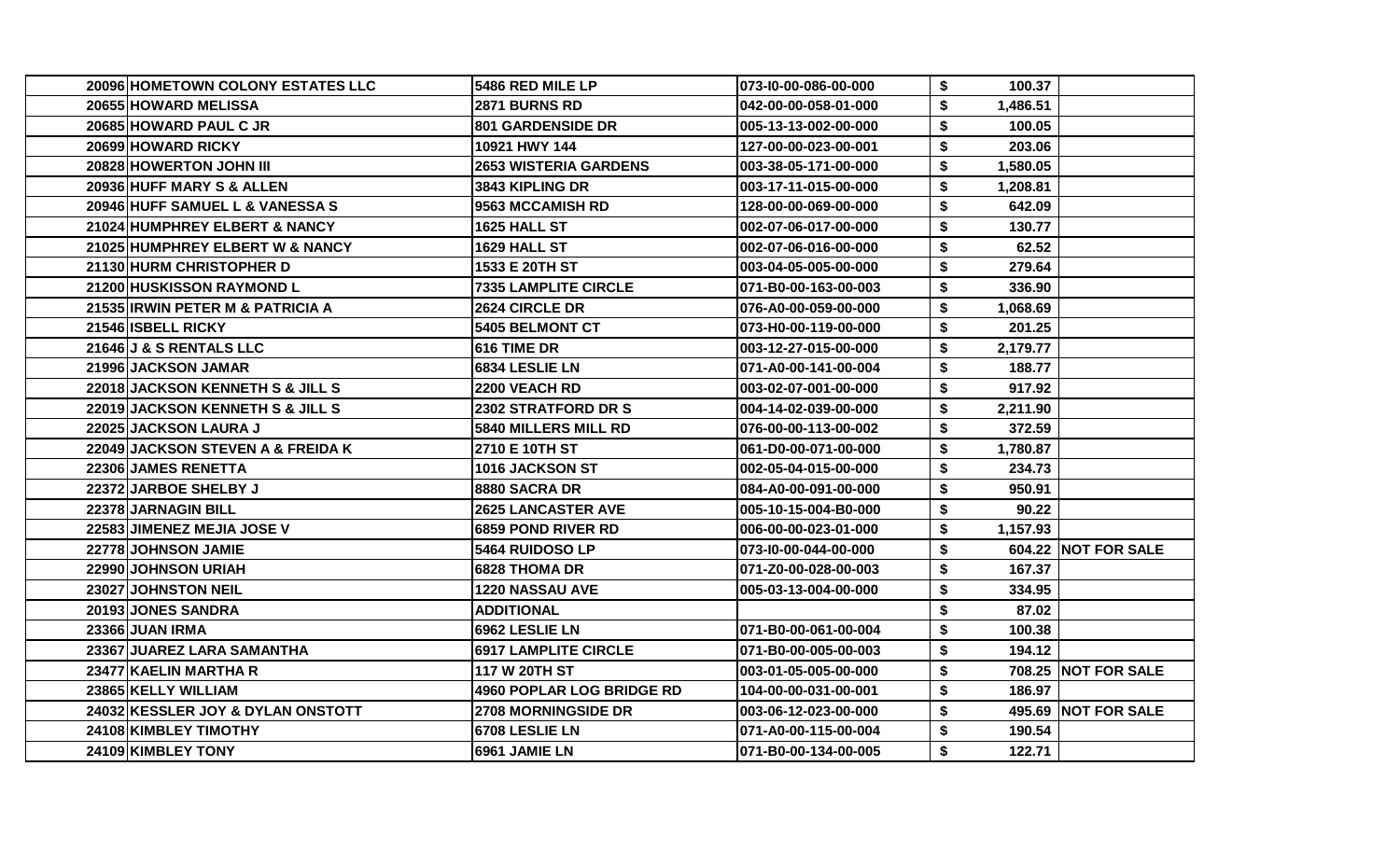| | | | | | |
|---|---|---|---|---|---|
| 20096 | HOMETOWN COLONY ESTATES LLC | 5486 RED MILE LP | 073-I0-00-086-00-000 | $ 100.37 | |
| 20655 | HOWARD MELISSA | 2871 BURNS RD | 042-00-00-058-01-000 | $ 1,486.51 | |
| 20685 | HOWARD PAUL C JR | 801 GARDENSIDE DR | 005-13-13-002-00-000 | $ 100.05 | |
| 20699 | HOWARD RICKY | 10921 HWY 144 | 127-00-00-023-00-001 | $ 203.06 | |
| 20828 | HOWERTON JOHN III | 2653 WISTERIA GARDENS | 003-38-05-171-00-000 | $ 1,580.05 | |
| 20936 | HUFF MARY S & ALLEN | 3843 KIPLING DR | 003-17-11-015-00-000 | $ 1,208.81 | |
| 20946 | HUFF SAMUEL L & VANESSA S | 9563 MCCAMISH RD | 128-00-00-069-00-000 | $ 642.09 | |
| 21024 | HUMPHREY ELBERT & NANCY | 1625 HALL ST | 002-07-06-017-00-000 | $ 130.77 | |
| 21025 | HUMPHREY ELBERT W & NANCY | 1629 HALL ST | 002-07-06-016-00-000 | $ 62.52 | |
| 21130 | HURM CHRISTOPHER D | 1533 E 20TH ST | 003-04-05-005-00-000 | $ 279.64 | |
| 21200 | HUSKISSON RAYMOND L | 7335 LAMPLITE CIRCLE | 071-B0-00-163-00-003 | $ 336.90 | |
| 21535 | IRWIN PETER M & PATRICIA A | 2624 CIRCLE DR | 076-A0-00-059-00-000 | $ 1,068.69 | |
| 21546 | ISBELL RICKY | 5405 BELMONT CT | 073-H0-00-119-00-000 | $ 201.25 | |
| 21646 | J & S RENTALS LLC | 616 TIME DR | 003-12-27-015-00-000 | $ 2,179.77 | |
| 21996 | JACKSON JAMAR | 6834 LESLIE LN | 071-A0-00-141-00-004 | $ 188.77 | |
| 22018 | JACKSON KENNETH S & JILL S | 2200 VEACH RD | 003-02-07-001-00-000 | $ 917.92 | |
| 22019 | JACKSON KENNETH S & JILL S | 2302 STRATFORD DR S | 004-14-02-039-00-000 | $ 2,211.90 | |
| 22025 | JACKSON LAURA J | 5840 MILLERS MILL RD | 076-00-00-113-00-002 | $ 372.59 | |
| 22049 | JACKSON STEVEN A & FREIDA K | 2710 E 10TH ST | 061-D0-00-071-00-000 | $ 1,780.87 | |
| 22306 | JAMES RENETTA | 1016 JACKSON ST | 002-05-04-015-00-000 | $ 234.73 | |
| 22372 | JARBOE SHELBY J | 8880 SACRA DR | 084-A0-00-091-00-000 | $ 950.91 | |
| 22378 | JARNAGIN BILL | 2625 LANCASTER AVE | 005-10-15-004-B0-000 | $ 90.22 | |
| 22583 | JIMENEZ MEJIA JOSE V | 6859 POND RIVER RD | 006-00-00-023-01-000 | $ 1,157.93 | |
| 22778 | JOHNSON JAMIE | 5464 RUIDOSO LP | 073-I0-00-044-00-000 | $ 604.22 | NOT FOR SALE |
| 22990 | JOHNSON URIAH | 6828 THOMA DR | 071-Z0-00-028-00-003 | $ 167.37 | |
| 23027 | JOHNSTON NEIL | 1220 NASSAU AVE | 005-03-13-004-00-000 | $ 334.95 | |
| 20193 | JONES SANDRA | ADDITIONAL | | $ 87.02 | |
| 23366 | JUAN IRMA | 6962 LESLIE LN | 071-B0-00-061-00-004 | $ 100.38 | |
| 23367 | JUAREZ LARA SAMANTHA | 6917 LAMPLITE CIRCLE | 071-B0-00-005-00-003 | $ 194.12 | |
| 23477 | KAELIN MARTHA R | 117 W 20TH ST | 003-01-05-005-00-000 | $ 708.25 | NOT FOR SALE |
| 23865 | KELLY WILLIAM | 4960 POPLAR LOG BRIDGE RD | 104-00-00-031-00-001 | $ 186.97 | |
| 24032 | KESSLER JOY & DYLAN ONSTOTT | 2708 MORNINGSIDE DR | 003-06-12-023-00-000 | $ 495.69 | NOT FOR SALE |
| 24108 | KIMBLEY TIMOTHY | 6708 LESLIE LN | 071-A0-00-115-00-004 | $ 190.54 | |
| 24109 | KIMBLEY TONY | 6961 JAMIE LN | 071-B0-00-134-00-005 | $ 122.71 | |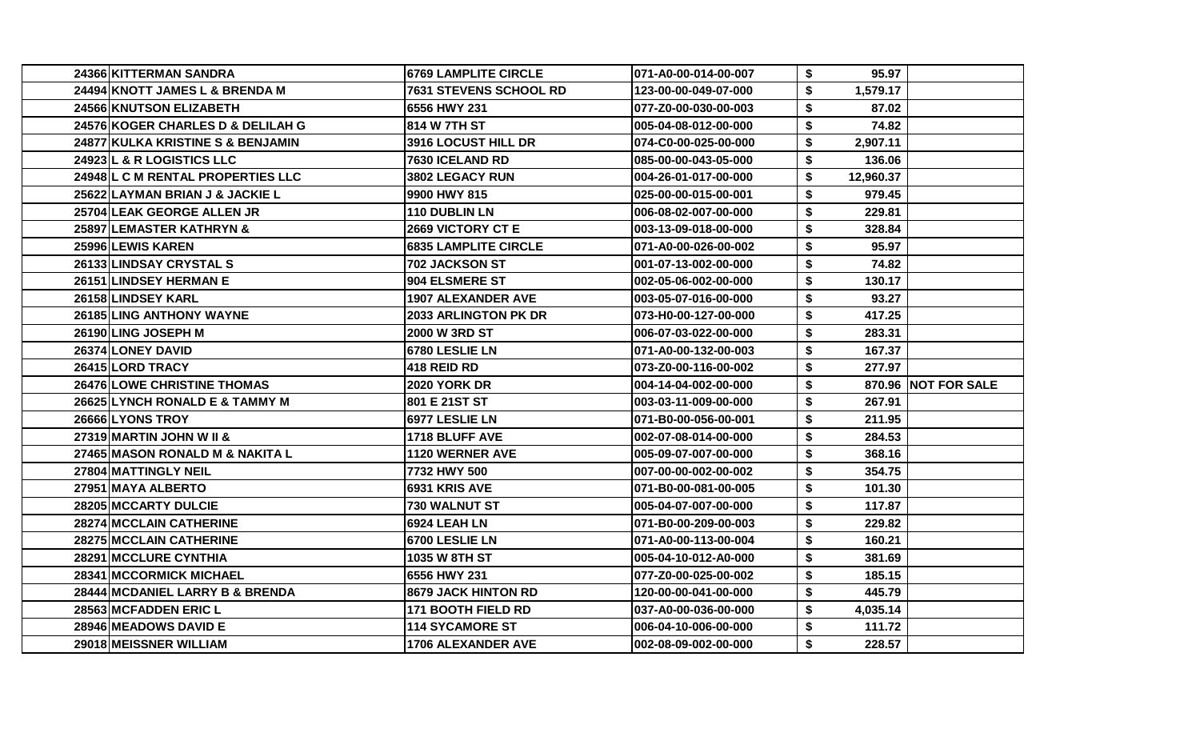| | | | | | |
|---|---|---|---|---|---|
| 24366 | KITTERMAN SANDRA | 6769 LAMPLITE CIRCLE | 071-A0-00-014-00-007 | $ 95.97 | |
| 24494 | KNOTT JAMES L & BRENDA M | 7631 STEVENS SCHOOL RD | 123-00-00-049-07-000 | $ 1,579.17 | |
| 24566 | KNUTSON ELIZABETH | 6556 HWY 231 | 077-Z0-00-030-00-003 | $ 87.02 | |
| 24576 | KOGER CHARLES D & DELILAH G | 814 W 7TH ST | 005-04-08-012-00-000 | $ 74.82 | |
| 24877 | KULKA KRISTINE S & BENJAMIN | 3916 LOCUST HILL DR | 074-C0-00-025-00-000 | $ 2,907.11 | |
| 24923 | L & R LOGISTICS LLC | 7630 ICELAND RD | 085-00-00-043-05-000 | $ 136.06 | |
| 24948 | L C M RENTAL PROPERTIES LLC | 3802 LEGACY RUN | 004-26-01-017-00-000 | $ 12,960.37 | |
| 25622 | LAYMAN BRIAN J & JACKIE L | 9900 HWY 815 | 025-00-00-015-00-001 | $ 979.45 | |
| 25704 | LEAK GEORGE ALLEN JR | 110 DUBLIN LN | 006-08-02-007-00-000 | $ 229.81 | |
| 25897 | LEMASTER KATHRYN & | 2669 VICTORY CT E | 003-13-09-018-00-000 | $ 328.84 | |
| 25996 | LEWIS KAREN | 6835 LAMPLITE CIRCLE | 071-A0-00-026-00-002 | $ 95.97 | |
| 26133 | LINDSAY CRYSTAL S | 702 JACKSON ST | 001-07-13-002-00-000 | $ 74.82 | |
| 26151 | LINDSEY HERMAN E | 904 ELSMERE ST | 002-05-06-002-00-000 | $ 130.17 | |
| 26158 | LINDSEY KARL | 1907 ALEXANDER AVE | 003-05-07-016-00-000 | $ 93.27 | |
| 26185 | LING ANTHONY WAYNE | 2033 ARLINGTON PK DR | 073-H0-00-127-00-000 | $ 417.25 | |
| 26190 | LING JOSEPH M | 2000 W 3RD ST | 006-07-03-022-00-000 | $ 283.31 | |
| 26374 | LONEY DAVID | 6780 LESLIE LN | 071-A0-00-132-00-003 | $ 167.37 | |
| 26415 | LORD TRACY | 418 REID RD | 073-Z0-00-116-00-002 | $ 277.97 | |
| 26476 | LOWE CHRISTINE THOMAS | 2020 YORK DR | 004-14-04-002-00-000 | $ 870.96 | NOT FOR SALE |
| 26625 | LYNCH RONALD E & TAMMY M | 801 E 21ST ST | 003-03-11-009-00-000 | $ 267.91 | |
| 26666 | LYONS TROY | 6977 LESLIE LN | 071-B0-00-056-00-001 | $ 211.95 | |
| 27319 | MARTIN JOHN W II & | 1718 BLUFF AVE | 002-07-08-014-00-000 | $ 284.53 | |
| 27465 | MASON RONALD M & NAKITA L | 1120 WERNER AVE | 005-09-07-007-00-000 | $ 368.16 | |
| 27804 | MATTINGLY NEIL | 7732 HWY 500 | 007-00-00-002-00-002 | $ 354.75 | |
| 27951 | MAYA ALBERTO | 6931 KRIS AVE | 071-B0-00-081-00-005 | $ 101.30 | |
| 28205 | MCCARTY DULCIE | 730 WALNUT ST | 005-04-07-007-00-000 | $ 117.87 | |
| 28274 | MCCLAIN CATHERINE | 6924 LEAH LN | 071-B0-00-209-00-003 | $ 229.82 | |
| 28275 | MCCLAIN CATHERINE | 6700 LESLIE LN | 071-A0-00-113-00-004 | $ 160.21 | |
| 28291 | MCCLURE CYNTHIA | 1035 W 8TH ST | 005-04-10-012-A0-000 | $ 381.69 | |
| 28341 | MCCORMICK MICHAEL | 6556 HWY 231 | 077-Z0-00-025-00-002 | $ 185.15 | |
| 28444 | MCDANIEL LARRY B & BRENDA | 8679 JACK HINTON RD | 120-00-00-041-00-000 | $ 445.79 | |
| 28563 | MCFADDEN ERIC L | 171 BOOTH FIELD RD | 037-A0-00-036-00-000 | $ 4,035.14 | |
| 28946 | MEADOWS DAVID E | 114 SYCAMORE ST | 006-04-10-006-00-000 | $ 111.72 | |
| 29018 | MEISSNER WILLIAM | 1706 ALEXANDER AVE | 002-08-09-002-00-000 | $ 228.57 | |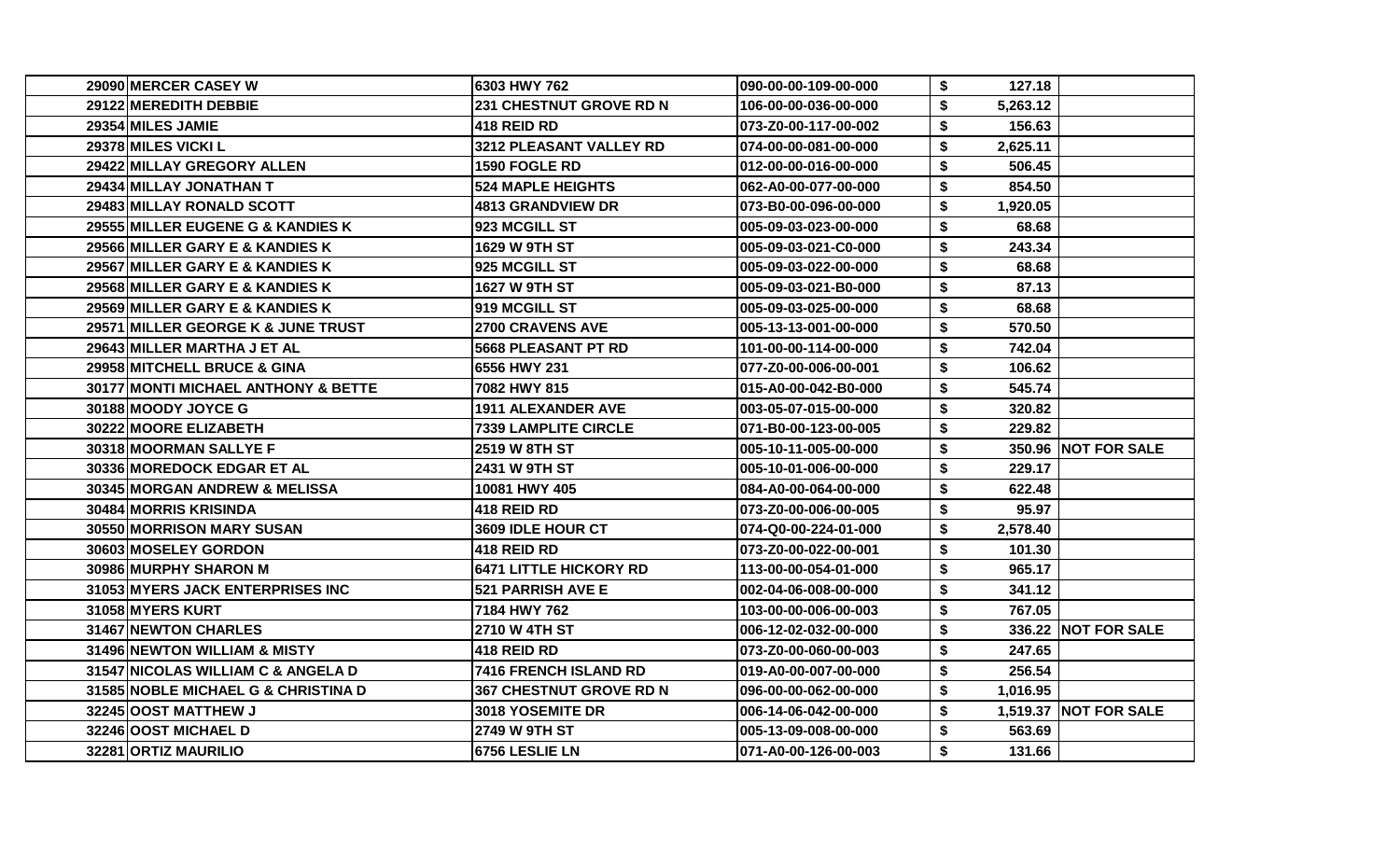| | | | | | |
|---|---|---|---|---|---|
| 29090 | MERCER CASEY W | 6303 HWY 762 | 090-00-00-109-00-000 | $ 127.18 | |
| 29122 | MEREDITH DEBBIE | 231 CHESTNUT GROVE RD N | 106-00-00-036-00-000 | $ 5,263.12 | |
| 29354 | MILES JAMIE | 418 REID RD | 073-Z0-00-117-00-002 | $ 156.63 | |
| 29378 | MILES VICKI L | 3212 PLEASANT VALLEY RD | 074-00-00-081-00-000 | $ 2,625.11 | |
| 29422 | MILLAY GREGORY ALLEN | 1590 FOGLE RD | 012-00-00-016-00-000 | $ 506.45 | |
| 29434 | MILLAY JONATHAN T | 524 MAPLE HEIGHTS | 062-A0-00-077-00-000 | $ 854.50 | |
| 29483 | MILLAY RONALD SCOTT | 4813 GRANDVIEW DR | 073-B0-00-096-00-000 | $ 1,920.05 | |
| 29555 | MILLER EUGENE G & KANDIES K | 923 MCGILL ST | 005-09-03-023-00-000 | $ 68.68 | |
| 29566 | MILLER GARY E & KANDIES K | 1629 W 9TH ST | 005-09-03-021-C0-000 | $ 243.34 | |
| 29567 | MILLER GARY E & KANDIES K | 925 MCGILL ST | 005-09-03-022-00-000 | $ 68.68 | |
| 29568 | MILLER GARY E & KANDIES K | 1627 W 9TH ST | 005-09-03-021-B0-000 | $ 87.13 | |
| 29569 | MILLER GARY E & KANDIES K | 919 MCGILL ST | 005-09-03-025-00-000 | $ 68.68 | |
| 29571 | MILLER GEORGE K & JUNE TRUST | 2700 CRAVENS AVE | 005-13-13-001-00-000 | $ 570.50 | |
| 29643 | MILLER MARTHA J ET AL | 5668 PLEASANT PT RD | 101-00-00-114-00-000 | $ 742.04 | |
| 29958 | MITCHELL BRUCE & GINA | 6556 HWY 231 | 077-Z0-00-006-00-001 | $ 106.62 | |
| 30177 | MONTI MICHAEL ANTHONY & BETTE | 7082 HWY 815 | 015-A0-00-042-B0-000 | $ 545.74 | |
| 30188 | MOODY JOYCE G | 1911 ALEXANDER AVE | 003-05-07-015-00-000 | $ 320.82 | |
| 30222 | MOORE ELIZABETH | 7339 LAMPLITE CIRCLE | 071-B0-00-123-00-005 | $ 229.82 | |
| 30318 | MOORMAN SALLYE F | 2519 W 8TH ST | 005-10-11-005-00-000 | $ 350.96 | NOT FOR SALE |
| 30336 | MOREDOCK EDGAR ET AL | 2431 W 9TH ST | 005-10-01-006-00-000 | $ 229.17 | |
| 30345 | MORGAN ANDREW & MELISSA | 10081 HWY 405 | 084-A0-00-064-00-000 | $ 622.48 | |
| 30484 | MORRIS KRISINDA | 418 REID RD | 073-Z0-00-006-00-005 | $ 95.97 | |
| 30550 | MORRISON MARY SUSAN | 3609 IDLE HOUR CT | 074-Q0-00-224-01-000 | $ 2,578.40 | |
| 30603 | MOSELEY GORDON | 418 REID RD | 073-Z0-00-022-00-001 | $ 101.30 | |
| 30986 | MURPHY SHARON M | 6471 LITTLE HICKORY RD | 113-00-00-054-01-000 | $ 965.17 | |
| 31053 | MYERS JACK ENTERPRISES INC | 521 PARRISH AVE E | 002-04-06-008-00-000 | $ 341.12 | |
| 31058 | MYERS KURT | 7184 HWY 762 | 103-00-00-006-00-003 | $ 767.05 | |
| 31467 | NEWTON CHARLES | 2710 W 4TH ST | 006-12-02-032-00-000 | $ 336.22 | NOT FOR SALE |
| 31496 | NEWTON WILLIAM & MISTY | 418 REID RD | 073-Z0-00-060-00-003 | $ 247.65 | |
| 31547 | NICOLAS WILLIAM C & ANGELA D | 7416 FRENCH ISLAND RD | 019-A0-00-007-00-000 | $ 256.54 | |
| 31585 | NOBLE MICHAEL G & CHRISTINA D | 367 CHESTNUT GROVE RD N | 096-00-00-062-00-000 | $ 1,016.95 | |
| 32245 | OOST MATTHEW J | 3018 YOSEMITE DR | 006-14-06-042-00-000 | $ 1,519.37 | NOT FOR SALE |
| 32246 | OOST MICHAEL D | 2749 W 9TH ST | 005-13-09-008-00-000 | $ 563.69 | |
| 32281 | ORTIZ MAURILIO | 6756 LESLIE LN | 071-A0-00-126-00-003 | $ 131.66 | |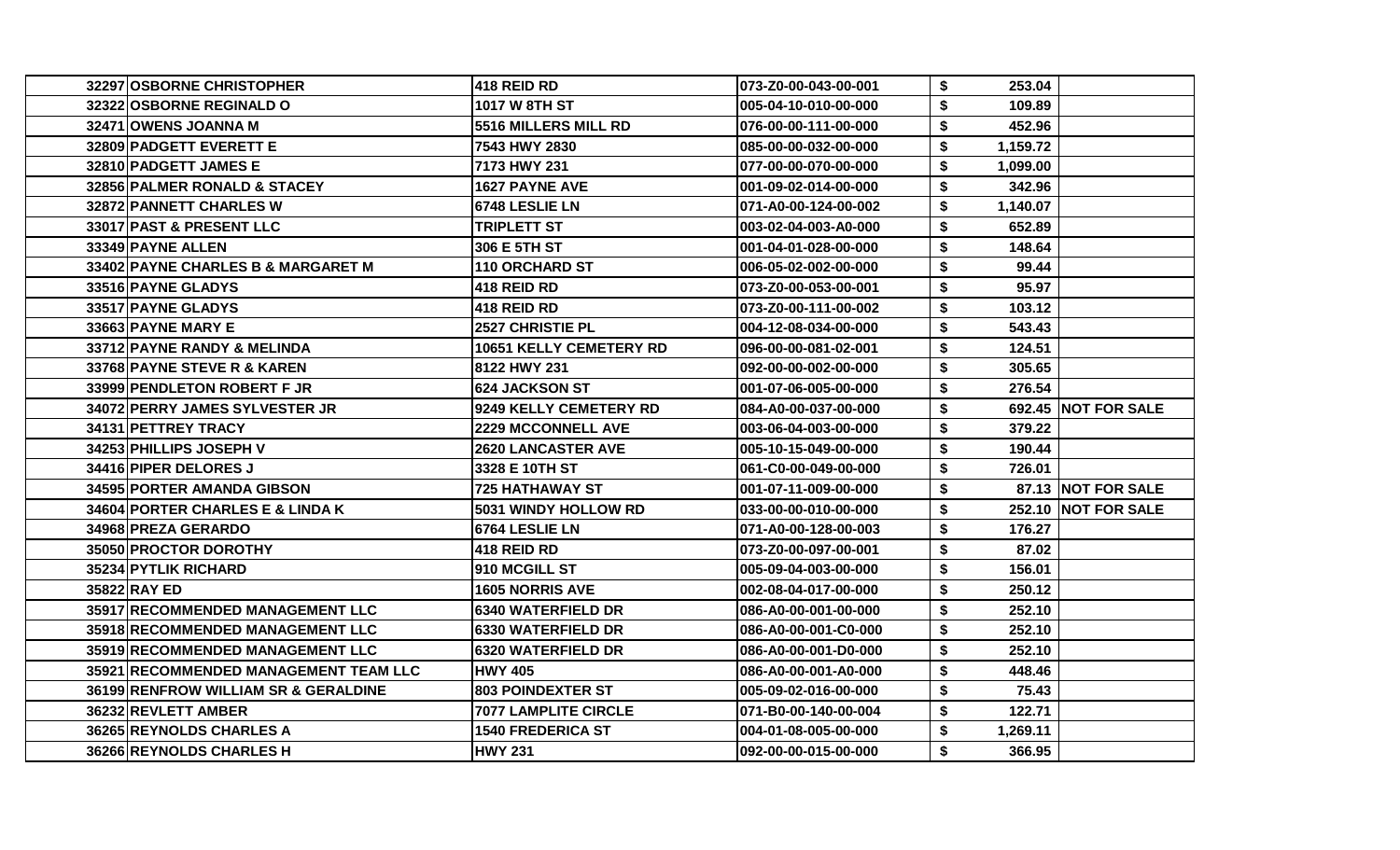| | | | | | |
|---|---|---|---|---|---|
| 32297 | OSBORNE CHRISTOPHER | 418 REID RD | 073-Z0-00-043-00-001 | $ 253.04 | |
| 32322 | OSBORNE REGINALD O | 1017 W 8TH ST | 005-04-10-010-00-000 | $ 109.89 | |
| 32471 | OWENS JOANNA M | 5516 MILLERS MILL RD | 076-00-00-111-00-000 | $ 452.96 | |
| 32809 | PADGETT EVERETT E | 7543 HWY 2830 | 085-00-00-032-00-000 | $ 1,159.72 | |
| 32810 | PADGETT JAMES E | 7173 HWY 231 | 077-00-00-070-00-000 | $ 1,099.00 | |
| 32856 | PALMER RONALD & STACEY | 1627 PAYNE AVE | 001-09-02-014-00-000 | $ 342.96 | |
| 32872 | PANNETT CHARLES W | 6748 LESLIE LN | 071-A0-00-124-00-002 | $ 1,140.07 | |
| 33017 | PAST & PRESENT LLC | TRIPLETT ST | 003-02-04-003-A0-000 | $ 652.89 | |
| 33349 | PAYNE ALLEN | 306 E 5TH ST | 001-04-01-028-00-000 | $ 148.64 | |
| 33402 | PAYNE CHARLES B & MARGARET M | 110 ORCHARD ST | 006-05-02-002-00-000 | $ 99.44 | |
| 33516 | PAYNE GLADYS | 418 REID RD | 073-Z0-00-053-00-001 | $ 95.97 | |
| 33517 | PAYNE GLADYS | 418 REID RD | 073-Z0-00-111-00-002 | $ 103.12 | |
| 33663 | PAYNE MARY E | 2527 CHRISTIE PL | 004-12-08-034-00-000 | $ 543.43 | |
| 33712 | PAYNE RANDY & MELINDA | 10651 KELLY CEMETERY RD | 096-00-00-081-02-001 | $ 124.51 | |
| 33768 | PAYNE STEVE R & KAREN | 8122 HWY 231 | 092-00-00-002-00-000 | $ 305.65 | |
| 33999 | PENDLETON ROBERT F JR | 624 JACKSON ST | 001-07-06-005-00-000 | $ 276.54 | |
| 34072 | PERRY JAMES SYLVESTER JR | 9249 KELLY CEMETERY RD | 084-A0-00-037-00-000 | $ 692.45 | NOT FOR SALE |
| 34131 | PETTREY TRACY | 2229 MCCONNELL AVE | 003-06-04-003-00-000 | $ 379.22 | |
| 34253 | PHILLIPS JOSEPH V | 2620 LANCASTER AVE | 005-10-15-049-00-000 | $ 190.44 | |
| 34416 | PIPER DELORES J | 3328 E 10TH ST | 061-C0-00-049-00-000 | $ 726.01 | |
| 34595 | PORTER AMANDA GIBSON | 725 HATHAWAY ST | 001-07-11-009-00-000 | $ 87.13 | NOT FOR SALE |
| 34604 | PORTER CHARLES E & LINDA K | 5031 WINDY HOLLOW RD | 033-00-00-010-00-000 | $ 252.10 | NOT FOR SALE |
| 34968 | PREZA GERARDO | 6764 LESLIE LN | 071-A0-00-128-00-003 | $ 176.27 | |
| 35050 | PROCTOR DOROTHY | 418 REID RD | 073-Z0-00-097-00-001 | $ 87.02 | |
| 35234 | PYTLIK RICHARD | 910 MCGILL ST | 005-09-04-003-00-000 | $ 156.01 | |
| 35822 | RAY ED | 1605 NORRIS AVE | 002-08-04-017-00-000 | $ 250.12 | |
| 35917 | RECOMMENDED MANAGEMENT LLC | 6340 WATERFIELD DR | 086-A0-00-001-00-000 | $ 252.10 | |
| 35918 | RECOMMENDED MANAGEMENT LLC | 6330 WATERFIELD DR | 086-A0-00-001-C0-000 | $ 252.10 | |
| 35919 | RECOMMENDED MANAGEMENT LLC | 6320 WATERFIELD DR | 086-A0-00-001-D0-000 | $ 252.10 | |
| 35921 | RECOMMENDED MANAGEMENT TEAM LLC | HWY 405 | 086-A0-00-001-A0-000 | $ 448.46 | |
| 36199 | RENFROW WILLIAM SR & GERALDINE | 803 POINDEXTER ST | 005-09-02-016-00-000 | $ 75.43 | |
| 36232 | REVLETT AMBER | 7077 LAMPLITE CIRCLE | 071-B0-00-140-00-004 | $ 122.71 | |
| 36265 | REYNOLDS CHARLES A | 1540 FREDERICA ST | 004-01-08-005-00-000 | $ 1,269.11 | |
| 36266 | REYNOLDS CHARLES H | HWY 231 | 092-00-00-015-00-000 | $ 366.95 | |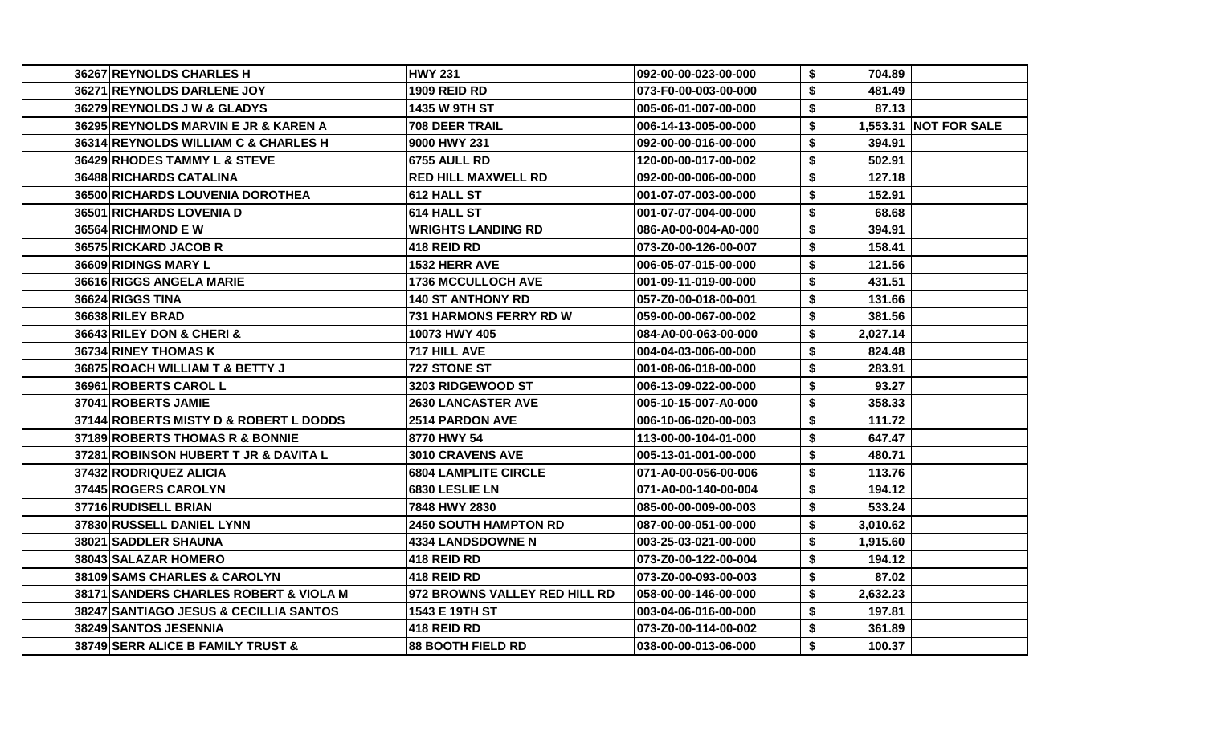| | | | | | |
|---|---|---|---|---|---|
| 36267 | REYNOLDS CHARLES H | HWY 231 | 092-00-00-023-00-000 | $ 704.89 | |
| 36271 | REYNOLDS DARLENE JOY | 1909 REID RD | 073-F0-00-003-00-000 | $ 481.49 | |
| 36279 | REYNOLDS J W & GLADYS | 1435 W 9TH ST | 005-06-01-007-00-000 | $ 87.13 | |
| 36295 | REYNOLDS MARVIN E JR & KAREN A | 708 DEER TRAIL | 006-14-13-005-00-000 | $ 1,553.31 | NOT FOR SALE |
| 36314 | REYNOLDS WILLIAM C & CHARLES H | 9000 HWY 231 | 092-00-00-016-00-000 | $ 394.91 | |
| 36429 | RHODES TAMMY L & STEVE | 6755 AULL RD | 120-00-00-017-00-002 | $ 502.91 | |
| 36488 | RICHARDS CATALINA | RED HILL MAXWELL RD | 092-00-00-006-00-000 | $ 127.18 | |
| 36500 | RICHARDS LOUVENIA DOROTHEA | 612 HALL ST | 001-07-07-003-00-000 | $ 152.91 | |
| 36501 | RICHARDS LOVENIA D | 614 HALL ST | 001-07-07-004-00-000 | $ 68.68 | |
| 36564 | RICHMOND E W | WRIGHTS LANDING RD | 086-A0-00-004-A0-000 | $ 394.91 | |
| 36575 | RICKARD JACOB R | 418 REID RD | 073-Z0-00-126-00-007 | $ 158.41 | |
| 36609 | RIDINGS MARY L | 1532 HERR AVE | 006-05-07-015-00-000 | $ 121.56 | |
| 36616 | RIGGS ANGELA MARIE | 1736 MCCULLOCH AVE | 001-09-11-019-00-000 | $ 431.51 | |
| 36624 | RIGGS TINA | 140 ST ANTHONY RD | 057-Z0-00-018-00-001 | $ 131.66 | |
| 36638 | RILEY BRAD | 731 HARMONS FERRY RD W | 059-00-00-067-00-002 | $ 381.56 | |
| 36643 | RILEY DON & CHERI & | 10073 HWY 405 | 084-A0-00-063-00-000 | $ 2,027.14 | |
| 36734 | RINEY THOMAS K | 717 HILL AVE | 004-04-03-006-00-000 | $ 824.48 | |
| 36875 | ROACH WILLIAM T & BETTY J | 727 STONE ST | 001-08-06-018-00-000 | $ 283.91 | |
| 36961 | ROBERTS CAROL L | 3203 RIDGEWOOD ST | 006-13-09-022-00-000 | $ 93.27 | |
| 37041 | ROBERTS JAMIE | 2630 LANCASTER AVE | 005-10-15-007-A0-000 | $ 358.33 | |
| 37144 | ROBERTS MISTY D & ROBERT L DODDS | 2514 PARDON AVE | 006-10-06-020-00-003 | $ 111.72 | |
| 37189 | ROBERTS THOMAS R & BONNIE | 8770 HWY 54 | 113-00-00-104-01-000 | $ 647.47 | |
| 37281 | ROBINSON HUBERT T JR & DAVITA L | 3010 CRAVENS AVE | 005-13-01-001-00-000 | $ 480.71 | |
| 37432 | RODRIQUEZ ALICIA | 6804 LAMPLITE CIRCLE | 071-A0-00-056-00-006 | $ 113.76 | |
| 37445 | ROGERS CAROLYN | 6830 LESLIE LN | 071-A0-00-140-00-004 | $ 194.12 | |
| 37716 | RUDISELL BRIAN | 7848 HWY 2830 | 085-00-00-009-00-003 | $ 533.24 | |
| 37830 | RUSSELL DANIEL LYNN | 2450 SOUTH HAMPTON RD | 087-00-00-051-00-000 | $ 3,010.62 | |
| 38021 | SADDLER SHAUNA | 4334 LANDSDOWNE N | 003-25-03-021-00-000 | $ 1,915.60 | |
| 38043 | SALAZAR HOMERO | 418 REID RD | 073-Z0-00-122-00-004 | $ 194.12 | |
| 38109 | SAMS CHARLES & CAROLYN | 418 REID RD | 073-Z0-00-093-00-003 | $ 87.02 | |
| 38171 | SANDERS CHARLES ROBERT & VIOLA M | 972 BROWNS VALLEY RED HILL RD | 058-00-00-146-00-000 | $ 2,632.23 | |
| 38247 | SANTIAGO JESUS & CECILLIA SANTOS | 1543 E 19TH ST | 003-04-06-016-00-000 | $ 197.81 | |
| 38249 | SANTOS JESENNIA | 418 REID RD | 073-Z0-00-114-00-002 | $ 361.89 | |
| 38749 | SERR ALICE B FAMILY TRUST & | 88 BOOTH FIELD RD | 038-00-00-013-06-000 | $ 100.37 | |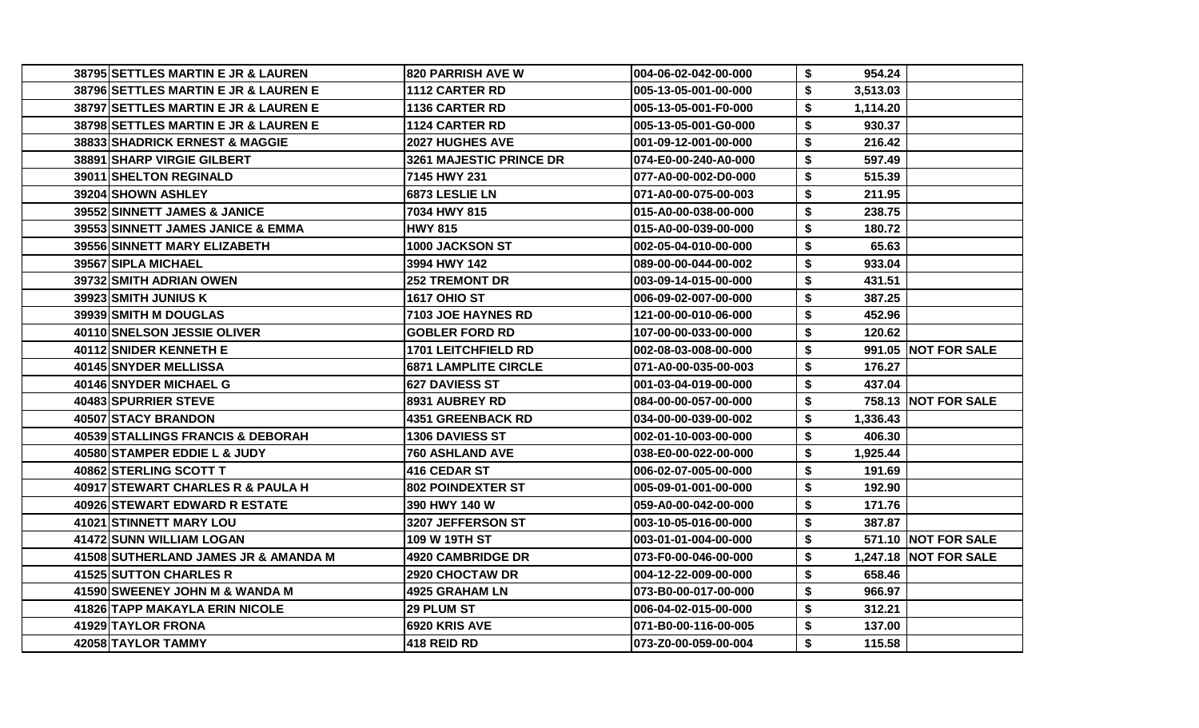| | | | | | |
|---|---|---|---|---|---|
| 38795 | SETTLES MARTIN E JR & LAUREN | 820 PARRISH AVE W | 004-06-02-042-00-000 | $ 954.24 | |
| 38796 | SETTLES MARTIN E JR & LAUREN E | 1112 CARTER RD | 005-13-05-001-00-000 | $ 3,513.03 | |
| 38797 | SETTLES MARTIN E JR & LAUREN E | 1136 CARTER RD | 005-13-05-001-F0-000 | $ 1,114.20 | |
| 38798 | SETTLES MARTIN E JR & LAUREN E | 1124 CARTER RD | 005-13-05-001-G0-000 | $ 930.37 | |
| 38833 | SHADRICK ERNEST & MAGGIE | 2027 HUGHES AVE | 001-09-12-001-00-000 | $ 216.42 | |
| 38891 | SHARP VIRGIE GILBERT | 3261 MAJESTIC PRINCE DR | 074-E0-00-240-A0-000 | $ 597.49 | |
| 39011 | SHELTON REGINALD | 7145 HWY 231 | 077-A0-00-002-D0-000 | $ 515.39 | |
| 39204 | SHOWN ASHLEY | 6873 LESLIE LN | 071-A0-00-075-00-003 | $ 211.95 | |
| 39552 | SINNETT JAMES & JANICE | 7034 HWY 815 | 015-A0-00-038-00-000 | $ 238.75 | |
| 39553 | SINNETT JAMES JANICE & EMMA | HWY 815 | 015-A0-00-039-00-000 | $ 180.72 | |
| 39556 | SINNETT MARY ELIZABETH | 1000 JACKSON ST | 002-05-04-010-00-000 | $ 65.63 | |
| 39567 | SIPLA MICHAEL | 3994 HWY 142 | 089-00-00-044-00-002 | $ 933.04 | |
| 39732 | SMITH ADRIAN OWEN | 252 TREMONT DR | 003-09-14-015-00-000 | $ 431.51 | |
| 39923 | SMITH JUNIUS K | 1617 OHIO ST | 006-09-02-007-00-000 | $ 387.25 | |
| 39939 | SMITH M DOUGLAS | 7103 JOE HAYNES RD | 121-00-00-010-06-000 | $ 452.96 | |
| 40110 | SNELSON JESSIE OLIVER | GOBLER FORD RD | 107-00-00-033-00-000 | $ 120.62 | |
| 40112 | SNIDER KENNETH E | 1701 LEITCHFIELD RD | 002-08-03-008-00-000 | $ 991.05 | NOT FOR SALE |
| 40145 | SNYDER MELLISSA | 6871 LAMPLITE CIRCLE | 071-A0-00-035-00-003 | $ 176.27 | |
| 40146 | SNYDER MICHAEL G | 627 DAVIESS ST | 001-03-04-019-00-000 | $ 437.04 | |
| 40483 | SPURRIER STEVE | 8931 AUBREY RD | 084-00-00-057-00-000 | $ 758.13 | NOT FOR SALE |
| 40507 | STACY BRANDON | 4351 GREENBACK RD | 034-00-00-039-00-002 | $ 1,336.43 | |
| 40539 | STALLINGS FRANCIS & DEBORAH | 1306 DAVIESS ST | 002-01-10-003-00-000 | $ 406.30 | |
| 40580 | STAMPER EDDIE L & JUDY | 760 ASHLAND AVE | 038-E0-00-022-00-000 | $ 1,925.44 | |
| 40862 | STERLING SCOTT T | 416 CEDAR ST | 006-02-07-005-00-000 | $ 191.69 | |
| 40917 | STEWART CHARLES R & PAULA H | 802 POINDEXTER ST | 005-09-01-001-00-000 | $ 192.90 | |
| 40926 | STEWART EDWARD R ESTATE | 390 HWY 140 W | 059-A0-00-042-00-000 | $ 171.76 | |
| 41021 | STINNETT MARY LOU | 3207 JEFFERSON ST | 003-10-05-016-00-000 | $ 387.87 | |
| 41472 | SUNN WILLIAM LOGAN | 109 W 19TH ST | 003-01-01-004-00-000 | $ 571.10 | NOT FOR SALE |
| 41508 | SUTHERLAND JAMES JR & AMANDA M | 4920 CAMBRIDGE DR | 073-F0-00-046-00-000 | $ 1,247.18 | NOT FOR SALE |
| 41525 | SUTTON CHARLES R | 2920 CHOCTAW DR | 004-12-22-009-00-000 | $ 658.46 | |
| 41590 | SWEENEY JOHN M & WANDA M | 4925 GRAHAM LN | 073-B0-00-017-00-000 | $ 966.97 | |
| 41826 | TAPP MAKAYLA ERIN NICOLE | 29 PLUM ST | 006-04-02-015-00-000 | $ 312.21 | |
| 41929 | TAYLOR FRONA | 6920 KRIS AVE | 071-B0-00-116-00-005 | $ 137.00 | |
| 42058 | TAYLOR TAMMY | 418 REID RD | 073-Z0-00-059-00-004 | $ 115.58 | |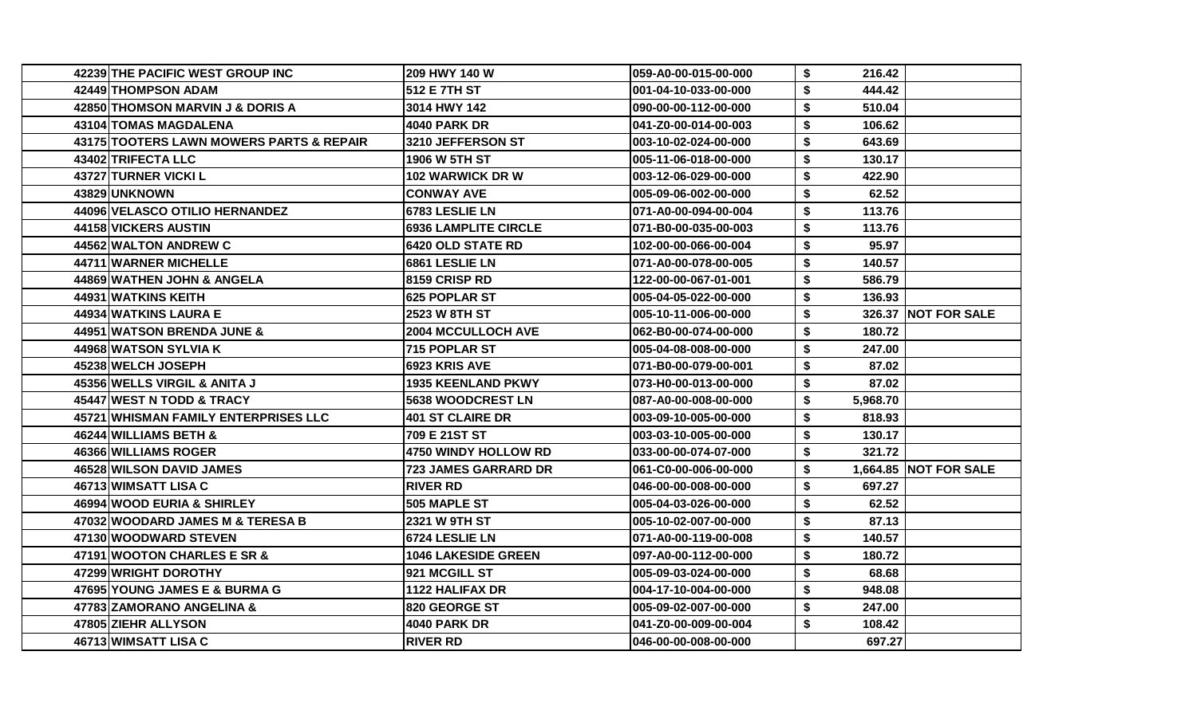| | | | | | |
|---|---|---|---|---|---|
| 42239 | THE PACIFIC WEST GROUP INC | 209 HWY 140 W | 059-A0-00-015-00-000 | $ 216.42 | |
| 42449 | THOMPSON ADAM | 512 E 7TH ST | 001-04-10-033-00-000 | $ 444.42 | |
| 42850 | THOMSON MARVIN J & DORIS A | 3014 HWY 142 | 090-00-00-112-00-000 | $ 510.04 | |
| 43104 | TOMAS MAGDALENA | 4040 PARK DR | 041-Z0-00-014-00-003 | $ 106.62 | |
| 43175 | TOOTERS LAWN MOWERS PARTS & REPAIR | 3210 JEFFERSON ST | 003-10-02-024-00-000 | $ 643.69 | |
| 43402 | TRIFECTA LLC | 1906 W 5TH ST | 005-11-06-018-00-000 | $ 130.17 | |
| 43727 | TURNER VICKI L | 102 WARWICK DR W | 003-12-06-029-00-000 | $ 422.90 | |
| 43829 | UNKNOWN | CONWAY AVE | 005-09-06-002-00-000 | $ 62.52 | |
| 44096 | VELASCO OTILIO HERNANDEZ | 6783 LESLIE LN | 071-A0-00-094-00-004 | $ 113.76 | |
| 44158 | VICKERS AUSTIN | 6936 LAMPLITE CIRCLE | 071-B0-00-035-00-003 | $ 113.76 | |
| 44562 | WALTON ANDREW C | 6420 OLD STATE RD | 102-00-00-066-00-004 | $ 95.97 | |
| 44711 | WARNER MICHELLE | 6861 LESLIE LN | 071-A0-00-078-00-005 | $ 140.57 | |
| 44869 | WATHEN JOHN & ANGELA | 8159 CRISP RD | 122-00-00-067-01-001 | $ 586.79 | |
| 44931 | WATKINS KEITH | 625 POPLAR ST | 005-04-05-022-00-000 | $ 136.93 | |
| 44934 | WATKINS LAURA E | 2523 W 8TH ST | 005-10-11-006-00-000 | $ 326.37 | NOT FOR SALE |
| 44951 | WATSON BRENDA JUNE & | 2004 MCCULLOCH AVE | 062-B0-00-074-00-000 | $ 180.72 | |
| 44968 | WATSON SYLVIA K | 715 POPLAR ST | 005-04-08-008-00-000 | $ 247.00 | |
| 45238 | WELCH JOSEPH | 6923 KRIS AVE | 071-B0-00-079-00-001 | $ 87.02 | |
| 45356 | WELLS VIRGIL & ANITA J | 1935 KEENLAND PKWY | 073-H0-00-013-00-000 | $ 87.02 | |
| 45447 | WEST N TODD & TRACY | 5638 WOODCREST LN | 087-A0-00-008-00-000 | $ 5,968.70 | |
| 45721 | WHISMAN FAMILY ENTERPRISES LLC | 401 ST CLAIRE DR | 003-09-10-005-00-000 | $ 818.93 | |
| 46244 | WILLIAMS BETH & | 709 E 21ST ST | 003-03-10-005-00-000 | $ 130.17 | |
| 46366 | WILLIAMS ROGER | 4750 WINDY HOLLOW RD | 033-00-00-074-07-000 | $ 321.72 | |
| 46528 | WILSON DAVID JAMES | 723 JAMES GARRARD DR | 061-C0-00-006-00-000 | $ 1,664.85 | NOT FOR SALE |
| 46713 | WIMSATT LISA C | RIVER RD | 046-00-00-008-00-000 | $ 697.27 | |
| 46994 | WOOD EURIA & SHIRLEY | 505 MAPLE ST | 005-04-03-026-00-000 | $ 62.52 | |
| 47032 | WOODARD JAMES M & TERESA B | 2321 W 9TH ST | 005-10-02-007-00-000 | $ 87.13 | |
| 47130 | WOODWARD STEVEN | 6724 LESLIE LN | 071-A0-00-119-00-008 | $ 140.57 | |
| 47191 | WOOTON CHARLES E SR & | 1046 LAKESIDE GREEN | 097-A0-00-112-00-000 | $ 180.72 | |
| 47299 | WRIGHT DOROTHY | 921 MCGILL ST | 005-09-03-024-00-000 | $ 68.68 | |
| 47695 | YOUNG JAMES E & BURMA G | 1122 HALIFAX DR | 004-17-10-004-00-000 | $ 948.08 | |
| 47783 | ZAMORANO ANGELINA & | 820 GEORGE ST | 005-09-02-007-00-000 | $ 247.00 | |
| 47805 | ZIEHR ALLYSON | 4040 PARK DR | 041-Z0-00-009-00-004 | $ 108.42 | |
| 46713 | WIMSATT LISA C | RIVER RD | 046-00-00-008-00-000 | 697.27 | |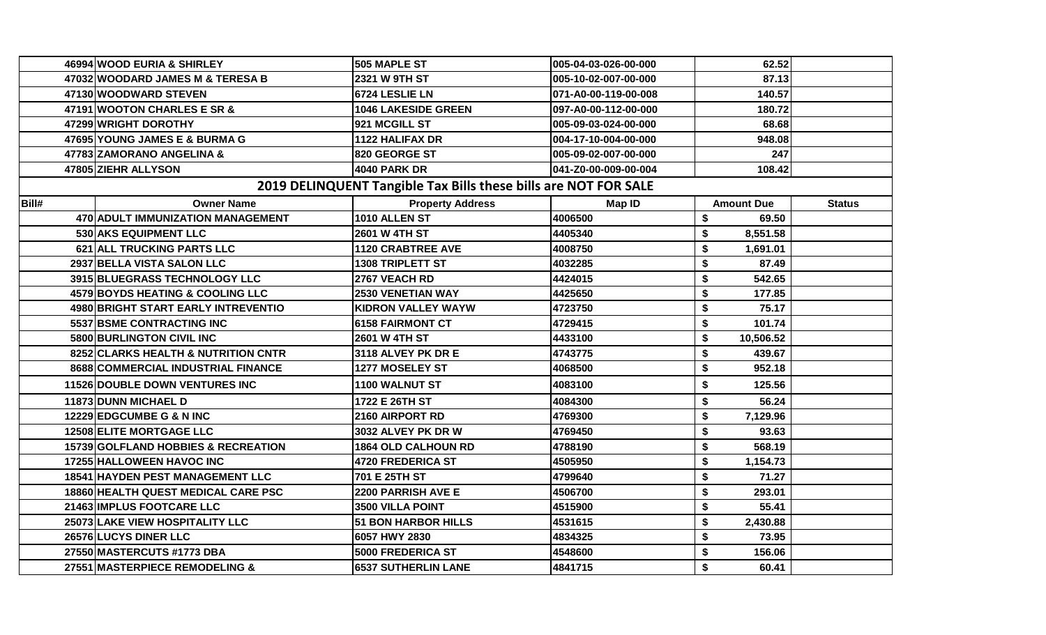| | | | | | |
|---|---|---|---|---|---|
| 46994 | WOOD EURIA & SHIRLEY | 505 MAPLE ST | 005-04-03-026-00-000 | 62.52 | |
| 47032 | WOODARD JAMES M & TERESA B | 2321 W 9TH ST | 005-10-02-007-00-000 | 87.13 | |
| 47130 | WOODWARD STEVEN | 6724 LESLIE LN | 071-A0-00-119-00-008 | 140.57 | |
| 47191 | WOOTON CHARLES E SR & | 1046 LAKESIDE GREEN | 097-A0-00-112-00-000 | 180.72 | |
| 47299 | WRIGHT DOROTHY | 921 MCGILL ST | 005-09-03-024-00-000 | 68.68 | |
| 47695 | YOUNG JAMES E & BURMA G | 1122 HALIFAX DR | 004-17-10-004-00-000 | 948.08 | |
| 47783 | ZAMORANO ANGELINA & | 820 GEORGE ST | 005-09-02-007-00-000 | 247 | |
| 47805 | ZIEHR ALLYSON | 4040 PARK DR | 041-Z0-00-009-00-004 | 108.42 | |

## 2019 DELINQUENT Tangible Tax Bills these bills are NOT FOR SALE

| Bill# | Owner Name | Property Address | Map ID | Amount Due | Status |
|---|---|---|---|---|---|
| 470 | ADULT IMMUNIZATION MANAGEMENT | 1010 ALLEN ST | 4006500 | $ 69.50 | |
| 530 | AKS EQUIPMENT LLC | 2601 W 4TH ST | 4405340 | $ 8,551.58 | |
| 621 | ALL TRUCKING PARTS LLC | 1120 CRABTREE AVE | 4008750 | $ 1,691.01 | |
| 2937 | BELLA VISTA SALON LLC | 1308 TRIPLETT ST | 4032285 | $ 87.49 | |
| 3915 | BLUEGRASS TECHNOLOGY LLC | 2767 VEACH RD | 4424015 | $ 542.65 | |
| 4579 | BOYDS HEATING & COOLING LLC | 2530 VENETIAN WAY | 4425650 | $ 177.85 | |
| 4980 | BRIGHT START EARLY INTREVENTIO | KIDRON VALLEY WAYW | 4723750 | $ 75.17 | |
| 5537 | BSME CONTRACTING INC | 6158 FAIRMONT CT | 4729415 | $ 101.74 | |
| 5800 | BURLINGTON CIVIL INC | 2601 W 4TH ST | 4433100 | $ 10,506.52 | |
| 8252 | CLARKS HEALTH & NUTRITION CNTR | 3118 ALVEY PK DR E | 4743775 | $ 439.67 | |
| 8688 | COMMERCIAL INDUSTRIAL FINANCE | 1277 MOSELEY ST | 4068500 | $ 952.18 | |
| 11526 | DOUBLE DOWN VENTURES INC | 1100 WALNUT ST | 4083100 | $ 125.56 | |
| 11873 | DUNN MICHAEL D | 1722 E 26TH ST | 4084300 | $ 56.24 | |
| 12229 | EDGCUMBE G & N INC | 2160 AIRPORT RD | 4769300 | $ 7,129.96 | |
| 12508 | ELITE MORTGAGE LLC | 3032 ALVEY PK DR W | 4769450 | $ 93.63 | |
| 15739 | GOLFLAND HOBBIES & RECREATION | 1864 OLD CALHOUN RD | 4788190 | $ 568.19 | |
| 17255 | HALLOWEEN HAVOC INC | 4720 FREDERICA ST | 4505950 | $ 1,154.73 | |
| 18541 | HAYDEN PEST MANAGEMENT LLC | 701 E 25TH ST | 4799640 | $ 71.27 | |
| 18860 | HEALTH QUEST MEDICAL CARE PSC | 2200 PARRISH AVE E | 4506700 | $ 293.01 | |
| 21463 | IMPLUS FOOTCARE LLC | 3500 VILLA POINT | 4515900 | $ 55.41 | |
| 25073 | LAKE VIEW HOSPITALITY LLC | 51 BON HARBOR HILLS | 4531615 | $ 2,430.88 | |
| 26576 | LUCYS DINER LLC | 6057 HWY 2830 | 4834325 | $ 73.95 | |
| 27550 | MASTERCUTS #1773 DBA | 5000 FREDERICA ST | 4548600 | $ 156.06 | |
| 27551 | MASTERPIECE REMODELING & | 6537 SUTHERLIN LANE | 4841715 | $ 60.41 | |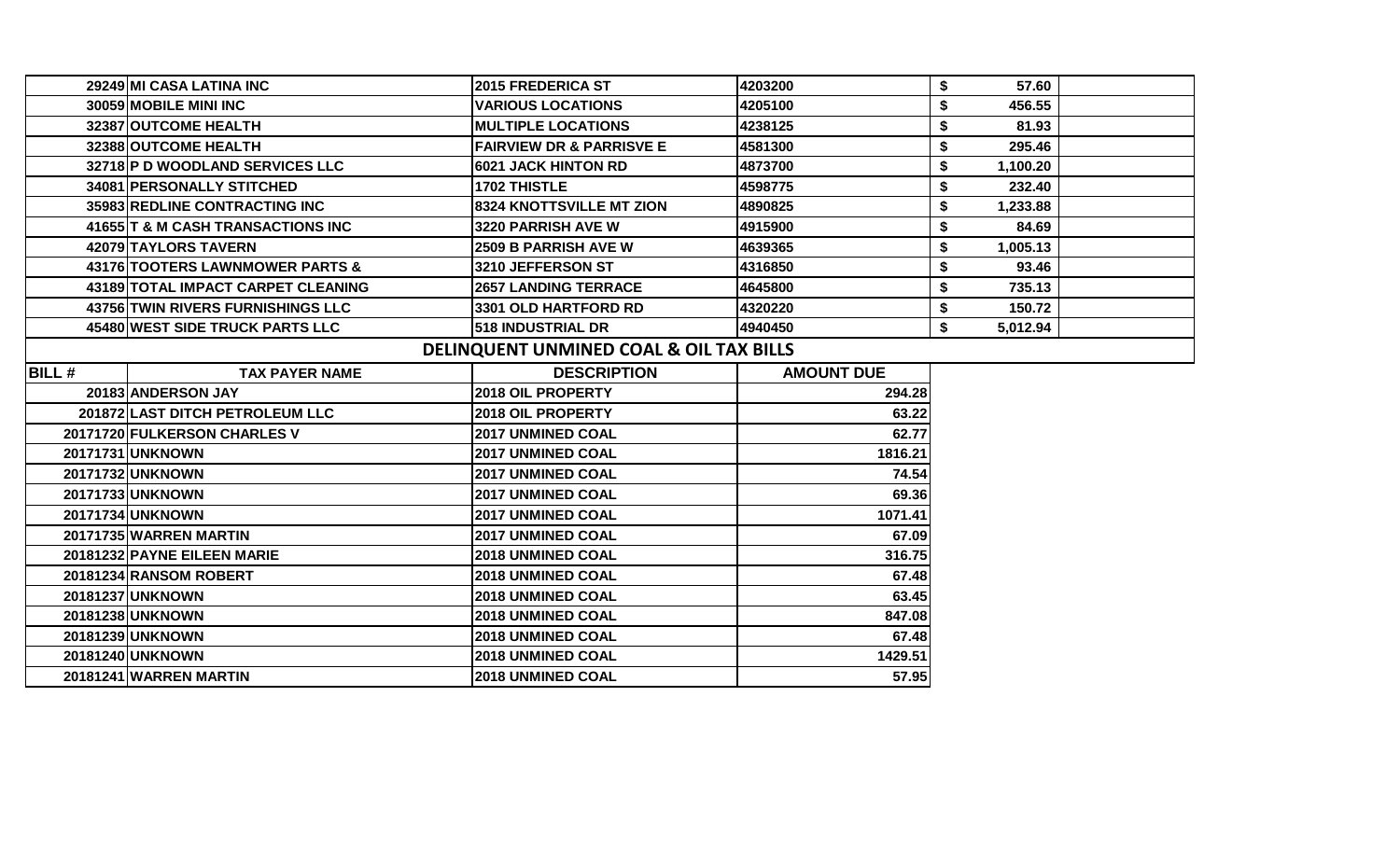| | | | | |
|---|---|---|---|---|
| 29249 | MI CASA LATINA INC | 2015 FREDERICA ST | 4203200 | $ 57.60 |
| 30059 | MOBILE MINI INC | VARIOUS LOCATIONS | 4205100 | $ 456.55 |
| 32387 | OUTCOME HEALTH | MULTIPLE LOCATIONS | 4238125 | $ 81.93 |
| 32388 | OUTCOME HEALTH | FAIRVIEW DR & PARRISVE E | 4581300 | $ 295.46 |
| 32718 | P D WOODLAND SERVICES LLC | 6021 JACK HINTON RD | 4873700 | $ 1,100.20 |
| 34081 | PERSONALLY STITCHED | 1702 THISTLE | 4598775 | $ 232.40 |
| 35983 | REDLINE CONTRACTING INC | 8324 KNOTTSVILLE MT ZION | 4890825 | $ 1,233.88 |
| 41655 | T & M CASH TRANSACTIONS INC | 3220 PARRISH AVE W | 4915900 | $ 84.69 |
| 42079 | TAYLORS TAVERN | 2509 B PARRISH AVE W | 4639365 | $ 1,005.13 |
| 43176 | TOOTERS LAWNMOWER PARTS & | 3210 JEFFERSON ST | 4316850 | $ 93.46 |
| 43189 | TOTAL IMPACT CARPET CLEANING | 2657 LANDING TERRACE | 4645800 | $ 735.13 |
| 43756 | TWIN RIVERS FURNISHINGS LLC | 3301 OLD HARTFORD RD | 4320220 | $ 150.72 |
| 45480 | WEST SIDE TRUCK PARTS LLC | 518 INDUSTRIAL DR | 4940450 | $ 5,012.94 |

## DELINQUENT UNMINED COAL & OIL TAX BILLS

| BILL # | TAX PAYER NAME | DESCRIPTION | AMOUNT DUE |
|---|---|---|---|
| 20183 | ANDERSON JAY | 2018 OIL PROPERTY | 294.28 |
| 201872 | LAST DITCH PETROLEUM LLC | 2018 OIL PROPERTY | 63.22 |
| 20171720 | FULKERSON CHARLES V | 2017 UNMINED COAL | 62.77 |
| 20171731 | UNKNOWN | 2017 UNMINED COAL | 1816.21 |
| 20171732 | UNKNOWN | 2017 UNMINED COAL | 74.54 |
| 20171733 | UNKNOWN | 2017 UNMINED COAL | 69.36 |
| 20171734 | UNKNOWN | 2017 UNMINED COAL | 1071.41 |
| 20171735 | WARREN MARTIN | 2017 UNMINED COAL | 67.09 |
| 20181232 | PAYNE EILEEN MARIE | 2018 UNMINED COAL | 316.75 |
| 20181234 | RANSOM ROBERT | 2018 UNMINED COAL | 67.48 |
| 20181237 | UNKNOWN | 2018 UNMINED COAL | 63.45 |
| 20181238 | UNKNOWN | 2018 UNMINED COAL | 847.08 |
| 20181239 | UNKNOWN | 2018 UNMINED COAL | 67.48 |
| 20181240 | UNKNOWN | 2018 UNMINED COAL | 1429.51 |
| 20181241 | WARREN MARTIN | 2018 UNMINED COAL | 57.95 |